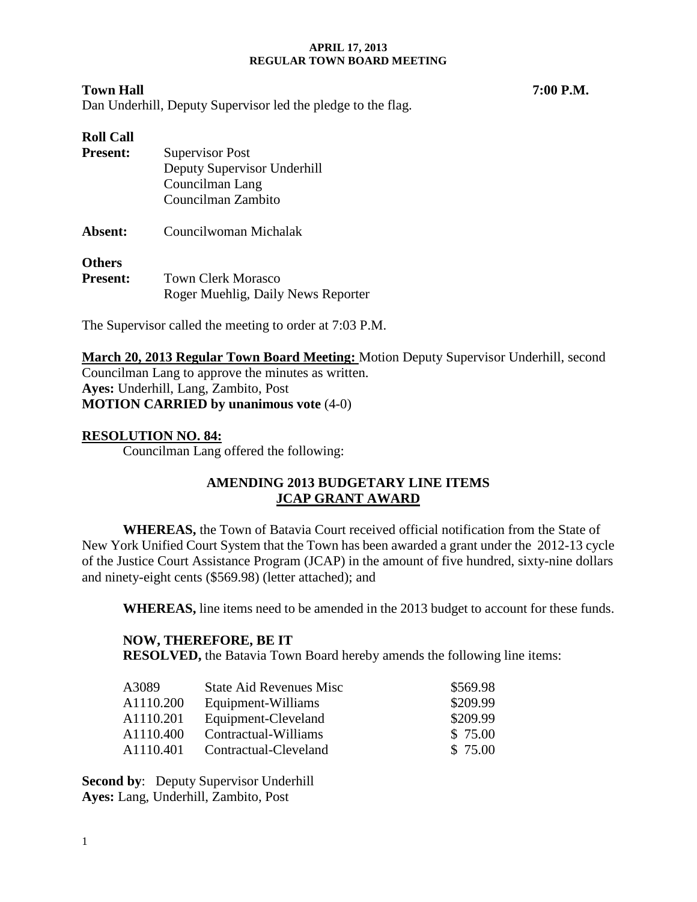**APRIL 17, 2013**
**REGULAR TOWN BOARD MEETING**

**Town Hall** **7:00 P.M.**

Dan Underhill, Deputy Supervisor led the pledge to the flag.

**Roll Call**

| | |
|---|---|
| **Present:** | Supervisor Post |
| | Deputy Supervisor Underhill |
| | Councilman Lang |
| | Councilman Zambito |
| **Absent:** | Councilwoman Michalak |

**Others**

| | |
|---|---|
| **Present:** | Town Clerk Morasco |
| | Roger Muehlig, Daily News Reporter |

The Supervisor called the meeting to order at 7:03 P.M.

**March 20, 2013 Regular Town Board Meeting:** Motion Deputy Supervisor Underhill, second Councilman Lang to approve the minutes as written.
**Ayes:** Underhill, Lang, Zambito, Post
**MOTION CARRIED by unanimous vote** (4-0)

**RESOLUTION NO. 84:**

Councilman Lang offered the following:

**AMENDING 2013 BUDGETARY LINE ITEMS**
**JCAP GRANT AWARD**

**WHEREAS,** the Town of Batavia Court received official notification from the State of New York Unified Court System that the Town has been awarded a grant under the 2012-13 cycle of the Justice Court Assistance Program (JCAP) in the amount of five hundred, sixty-nine dollars and ninety-eight cents ($569.98) (letter attached); and

**WHEREAS,** line items need to be amended in the 2013 budget to account for these funds.

**NOW, THEREFORE, BE IT**
**RESOLVED,** the Batavia Town Board hereby amends the following line items:

| | | |
|---|---|---|
| A3089 | State Aid Revenues Misc | $569.98 |
| A1110.200 | Equipment-Williams | $209.99 |
| A1110.201 | Equipment-Cleveland | $209.99 |
| A1110.400 | Contractual-Williams | $ 75.00 |
| A1110.401 | Contractual-Cleveland | $ 75.00 |

**Second by**: Deputy Supervisor Underhill
**Ayes:** Lang, Underhill, Zambito, Post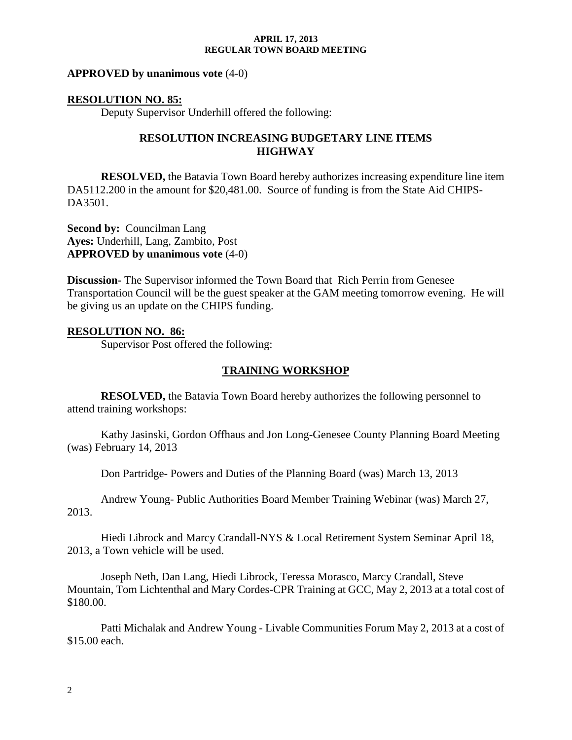**APPROVED by unanimous vote** (4-0)

**RESOLUTION NO. 85:**

Deputy Supervisor Underhill offered the following:

**RESOLUTION INCREASING BUDGETARY LINE ITEMS HIGHWAY**

**RESOLVED,** the Batavia Town Board hereby authorizes increasing expenditure line item DA5112.200 in the amount for $20,481.00. Source of funding is from the State Aid CHIPS-DA3501.

**Second by:** Councilman Lang
**Ayes:** Underhill, Lang, Zambito, Post
**APPROVED by unanimous vote** (4-0)

**Discussion-** The Supervisor informed the Town Board that Rich Perrin from Genesee Transportation Council will be the guest speaker at the GAM meeting tomorrow evening. He will be giving us an update on the CHIPS funding.

**RESOLUTION NO. 86:**

Supervisor Post offered the following:

**TRAINING WORKSHOP**

**RESOLVED,** the Batavia Town Board hereby authorizes the following personnel to attend training workshops:

Kathy Jasinski, Gordon Offhaus and Jon Long-Genesee County Planning Board Meeting (was) February 14, 2013

Don Partridge- Powers and Duties of the Planning Board (was) March 13, 2013

Andrew Young- Public Authorities Board Member Training Webinar (was) March 27, 2013.

Hiedi Librock and Marcy Crandall-NYS & Local Retirement System Seminar April 18, 2013, a Town vehicle will be used.

Joseph Neth, Dan Lang, Hiedi Librock, Teressa Morasco, Marcy Crandall, Steve Mountain, Tom Lichtenthal and Mary Cordes-CPR Training at GCC, May 2, 2013 at a total cost of $180.00.

Patti Michalak and Andrew Young - Livable Communities Forum May 2, 2013 at a cost of $15.00 each.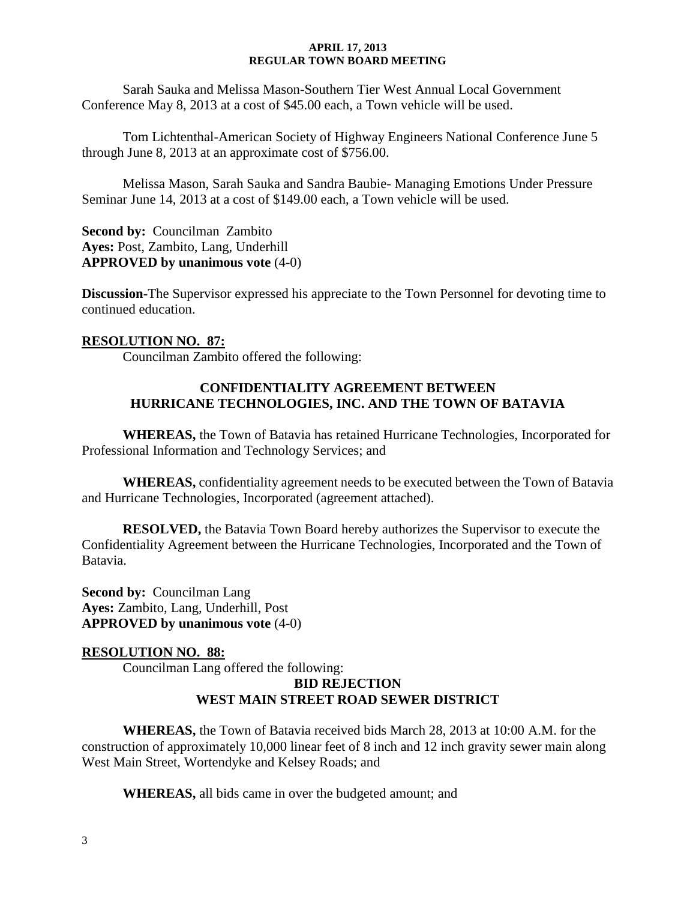Sarah Sauka and Melissa Mason-Southern Tier West Annual Local Government Conference May 8, 2013 at a cost of $45.00 each, a Town vehicle will be used.

Tom Lichtenthal-American Society of Highway Engineers National Conference June 5 through June 8, 2013 at an approximate cost of $756.00.

Melissa Mason, Sarah Sauka and Sandra Baubie- Managing Emotions Under Pressure Seminar June 14, 2013 at a cost of $149.00 each, a Town vehicle will be used.

**Second by:** Councilman Zambito
**Ayes:** Post, Zambito, Lang, Underhill
**APPROVED by unanimous vote** (4-0)

**Discussion-**The Supervisor expressed his appreciate to the Town Personnel for devoting time to continued education.

**RESOLUTION NO. 87:**

Councilman Zambito offered the following:

**CONFIDENTIALITY AGREEMENT BETWEEN HURRICANE TECHNOLOGIES, INC. AND THE TOWN OF BATAVIA**

**WHEREAS,** the Town of Batavia has retained Hurricane Technologies, Incorporated for Professional Information and Technology Services; and

**WHEREAS,** confidentiality agreement needs to be executed between the Town of Batavia and Hurricane Technologies, Incorporated (agreement attached).

**RESOLVED,** the Batavia Town Board hereby authorizes the Supervisor to execute the Confidentiality Agreement between the Hurricane Technologies, Incorporated and the Town of Batavia.

**Second by:** Councilman Lang
**Ayes:** Zambito, Lang, Underhill, Post
**APPROVED by unanimous vote** (4-0)

**RESOLUTION NO. 88:**

Councilman Lang offered the following:

**BID REJECTION**
**WEST MAIN STREET ROAD SEWER DISTRICT**

**WHEREAS,** the Town of Batavia received bids March 28, 2013 at 10:00 A.M. for the construction of approximately 10,000 linear feet of 8 inch and 12 inch gravity sewer main along West Main Street, Wortendyke and Kelsey Roads; and

**WHEREAS,** all bids came in over the budgeted amount; and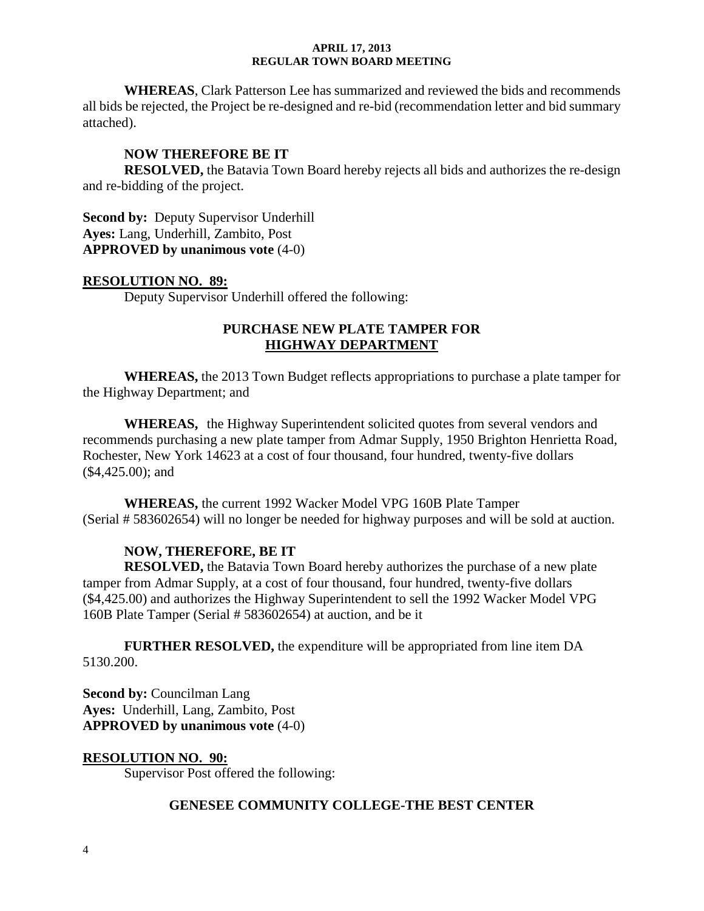**WHEREAS**, Clark Patterson Lee has summarized and reviewed the bids and recommends all bids be rejected, the Project be re-designed and re-bid (recommendation letter and bid summary attached).

**NOW THEREFORE BE IT**
**RESOLVED,** the Batavia Town Board hereby rejects all bids and authorizes the re-design and re-bidding of the project.

**Second by:** Deputy Supervisor Underhill
**Ayes:** Lang, Underhill, Zambito, Post
**APPROVED by unanimous vote** (4-0)

**RESOLUTION NO. 89:**

Deputy Supervisor Underhill offered the following:

**PURCHASE NEW PLATE TAMPER FOR HIGHWAY DEPARTMENT**

**WHEREAS,** the 2013 Town Budget reflects appropriations to purchase a plate tamper for the Highway Department; and

**WHEREAS,** the Highway Superintendent solicited quotes from several vendors and recommends purchasing a new plate tamper from Admar Supply, 1950 Brighton Henrietta Road, Rochester, New York 14623 at a cost of four thousand, four hundred, twenty-five dollars ($4,425.00); and

**WHEREAS,** the current 1992 Wacker Model VPG 160B Plate Tamper (Serial # 583602654) will no longer be needed for highway purposes and will be sold at auction.

**NOW, THEREFORE, BE IT**
**RESOLVED,** the Batavia Town Board hereby authorizes the purchase of a new plate tamper from Admar Supply, at a cost of four thousand, four hundred, twenty-five dollars ($4,425.00) and authorizes the Highway Superintendent to sell the 1992 Wacker Model VPG 160B Plate Tamper (Serial # 583602654) at auction, and be it

**FURTHER RESOLVED,** the expenditure will be appropriated from line item DA 5130.200.

**Second by:** Councilman Lang
**Ayes:** Underhill, Lang, Zambito, Post
**APPROVED by unanimous vote** (4-0)

**RESOLUTION NO. 90:**

Supervisor Post offered the following:

**GENESEE COMMUNITY COLLEGE-THE BEST CENTER**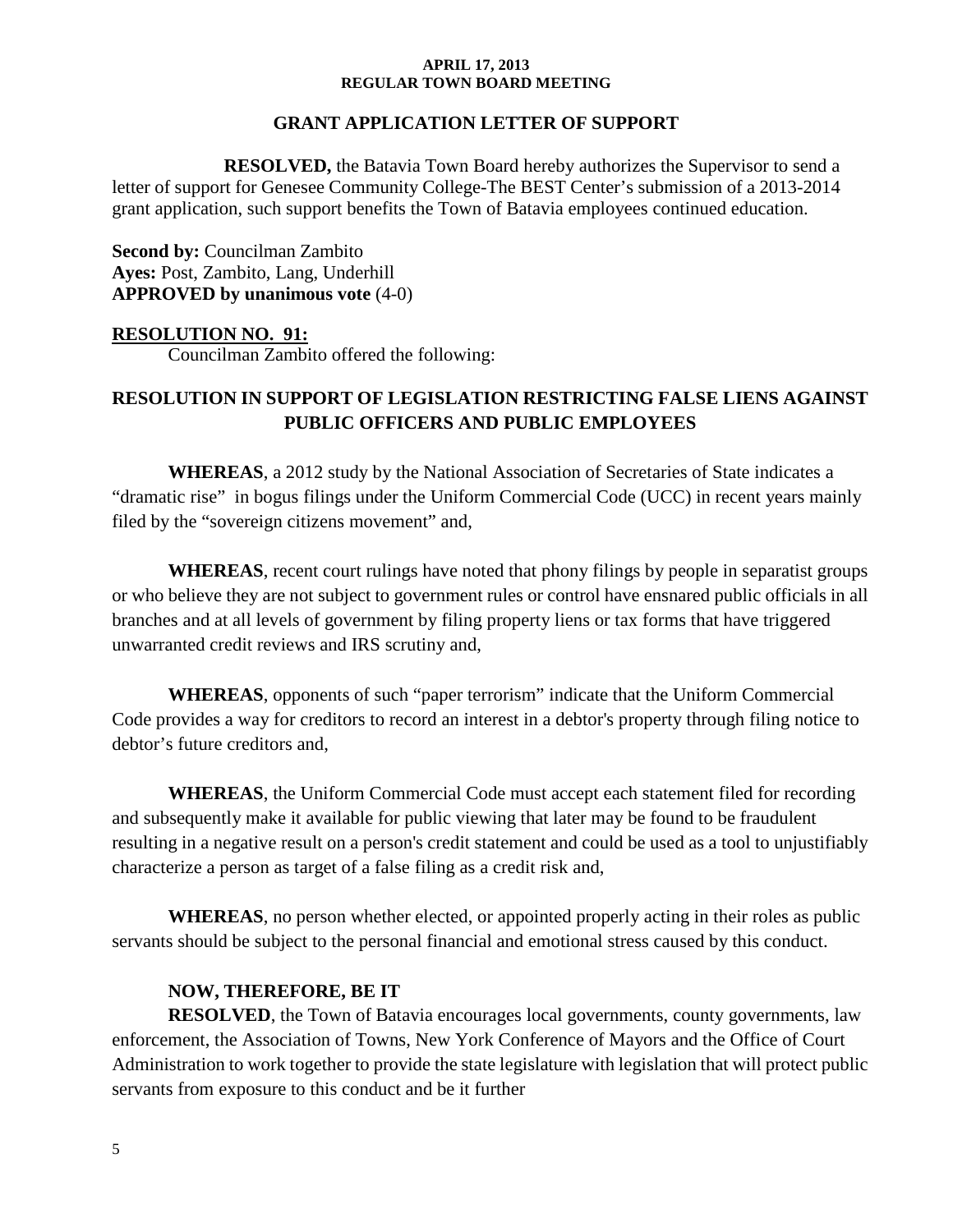## GRANT APPLICATION LETTER OF SUPPORT

**RESOLVED,** the Batavia Town Board hereby authorizes the Supervisor to send a letter of support for Genesee Community College-The BEST Center's submission of a 2013-2014 grant application, such support benefits the Town of Batavia employees continued education.

**Second by:** Councilman Zambito
**Ayes:** Post, Zambito, Lang, Underhill
**APPROVED by unanimous vote** (4-0)

**RESOLUTION NO. 91:**
Councilman Zambito offered the following:

## RESOLUTION IN SUPPORT OF LEGISLATION RESTRICTING FALSE LIENS AGAINST PUBLIC OFFICERS AND PUBLIC EMPLOYEES

**WHEREAS**, a 2012 study by the National Association of Secretaries of State indicates a "dramatic rise" in bogus filings under the Uniform Commercial Code (UCC) in recent years mainly filed by the "sovereign citizens movement" and,

**WHEREAS**, recent court rulings have noted that phony filings by people in separatist groups or who believe they are not subject to government rules or control have ensnared public officials in all branches and at all levels of government by filing property liens or tax forms that have triggered unwarranted credit reviews and IRS scrutiny and,

**WHEREAS**, opponents of such "paper terrorism" indicate that the Uniform Commercial Code provides a way for creditors to record an interest in a debtor's property through filing notice to debtor's future creditors and,

**WHEREAS**, the Uniform Commercial Code must accept each statement filed for recording and subsequently make it available for public viewing that later may be found to be fraudulent resulting in a negative result on a person's credit statement and could be used as a tool to unjustifiably characterize a person as target of a false filing as a credit risk and,

**WHEREAS**, no person whether elected, or appointed properly acting in their roles as public servants should be subject to the personal financial and emotional stress caused by this conduct.

**NOW, THEREFORE, BE IT**

**RESOLVED**, the Town of Batavia encourages local governments, county governments, law enforcement, the Association of Towns, New York Conference of Mayors and the Office of Court Administration to work together to provide the state legislature with legislation that will protect public servants from exposure to this conduct and be it further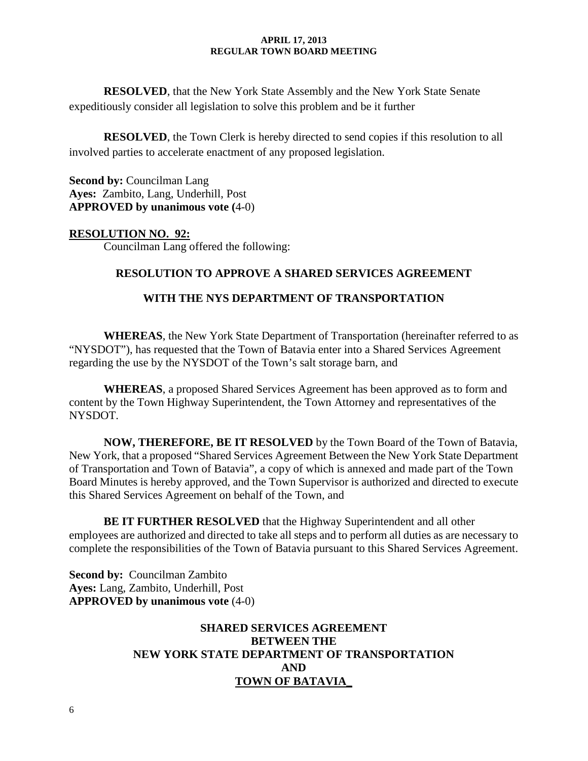**RESOLVED**, that the New York State Assembly and the New York State Senate expeditiously consider all legislation to solve this problem and be it further

**RESOLVED**, the Town Clerk is hereby directed to send copies if this resolution to all involved parties to accelerate enactment of any proposed legislation.

**Second by:** Councilman Lang
**Ayes:** Zambito, Lang, Underhill, Post
**APPROVED by unanimous vote (**4-0)

**RESOLUTION NO. 92:**

Councilman Lang offered the following:

**RESOLUTION TO APPROVE A SHARED SERVICES AGREEMENT**

**WITH THE NYS DEPARTMENT OF TRANSPORTATION**

**WHEREAS**, the New York State Department of Transportation (hereinafter referred to as "NYSDOT"), has requested that the Town of Batavia enter into a Shared Services Agreement regarding the use by the NYSDOT of the Town's salt storage barn, and

**WHEREAS**, a proposed Shared Services Agreement has been approved as to form and content by the Town Highway Superintendent, the Town Attorney and representatives of the NYSDOT.

**NOW, THEREFORE, BE IT RESOLVED** by the Town Board of the Town of Batavia, New York, that a proposed "Shared Services Agreement Between the New York State Department of Transportation and Town of Batavia", a copy of which is annexed and made part of the Town Board Minutes is hereby approved, and the Town Supervisor is authorized and directed to execute this Shared Services Agreement on behalf of the Town, and

**BE IT FURTHER RESOLVED** that the Highway Superintendent and all other employees are authorized and directed to take all steps and to perform all duties as are necessary to complete the responsibilities of the Town of Batavia pursuant to this Shared Services Agreement.

**Second by:** Councilman Zambito
**Ayes:** Lang, Zambito, Underhill, Post
**APPROVED by unanimous vote** (4-0)

**SHARED SERVICES AGREEMENT**
**BETWEEN THE**
**NEW YORK STATE DEPARTMENT OF TRANSPORTATION**
**AND**
**TOWN OF BATAVIA_**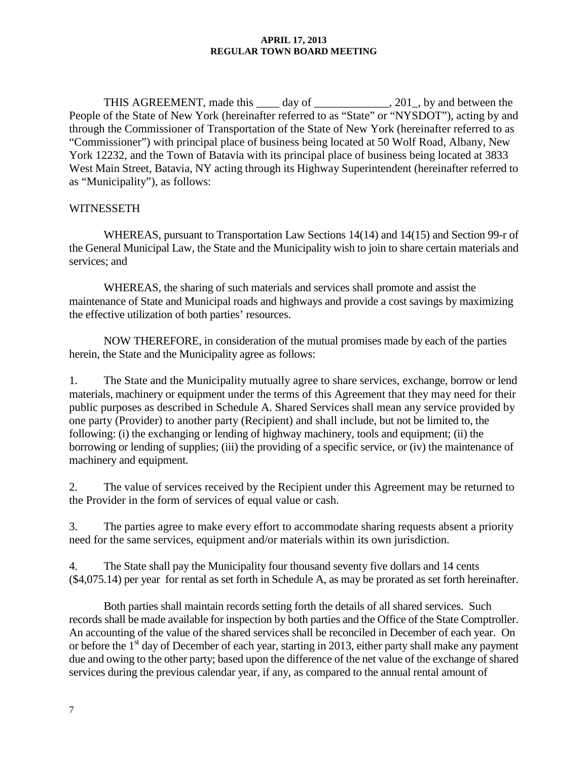THIS AGREEMENT, made this ____ day of _____________, 201_, by and between the People of the State of New York (hereinafter referred to as "State" or "NYSDOT"), acting by and through the Commissioner of Transportation of the State of New York (hereinafter referred to as "Commissioner") with principal place of business being located at 50 Wolf Road, Albany, New York 12232, and the Town of Batavia with its principal place of business being located at 3833 West Main Street, Batavia, NY acting through its Highway Superintendent (hereinafter referred to as "Municipality"), as follows:

WITNESSETH

WHEREAS, pursuant to Transportation Law Sections 14(14) and 14(15) and Section 99-r of the General Municipal Law, the State and the Municipality wish to join to share certain materials and services; and

WHEREAS, the sharing of such materials and services shall promote and assist the maintenance of State and Municipal roads and highways and provide a cost savings by maximizing the effective utilization of both parties' resources.

NOW THEREFORE, in consideration of the mutual promises made by each of the parties herein, the State and the Municipality agree as follows:

1. The State and the Municipality mutually agree to share services, exchange, borrow or lend materials, machinery or equipment under the terms of this Agreement that they may need for their public purposes as described in Schedule A. Shared Services shall mean any service provided by one party (Provider) to another party (Recipient) and shall include, but not be limited to, the following: (i) the exchanging or lending of highway machinery, tools and equipment; (ii) the borrowing or lending of supplies; (iii) the providing of a specific service, or (iv) the maintenance of machinery and equipment.

2. The value of services received by the Recipient under this Agreement may be returned to the Provider in the form of services of equal value or cash.

3. The parties agree to make every effort to accommodate sharing requests absent a priority need for the same services, equipment and/or materials within its own jurisdiction.

4. The State shall pay the Municipality four thousand seventy five dollars and 14 cents ($4,075.14) per year for rental as set forth in Schedule A, as may be prorated as set forth hereinafter.

Both parties shall maintain records setting forth the details of all shared services. Such records shall be made available for inspection by both parties and the Office of the State Comptroller. An accounting of the value of the shared services shall be reconciled in December of each year. On or before the 1st day of December of each year, starting in 2013, either party shall make any payment due and owing to the other party; based upon the difference of the net value of the exchange of shared services during the previous calendar year, if any, as compared to the annual rental amount of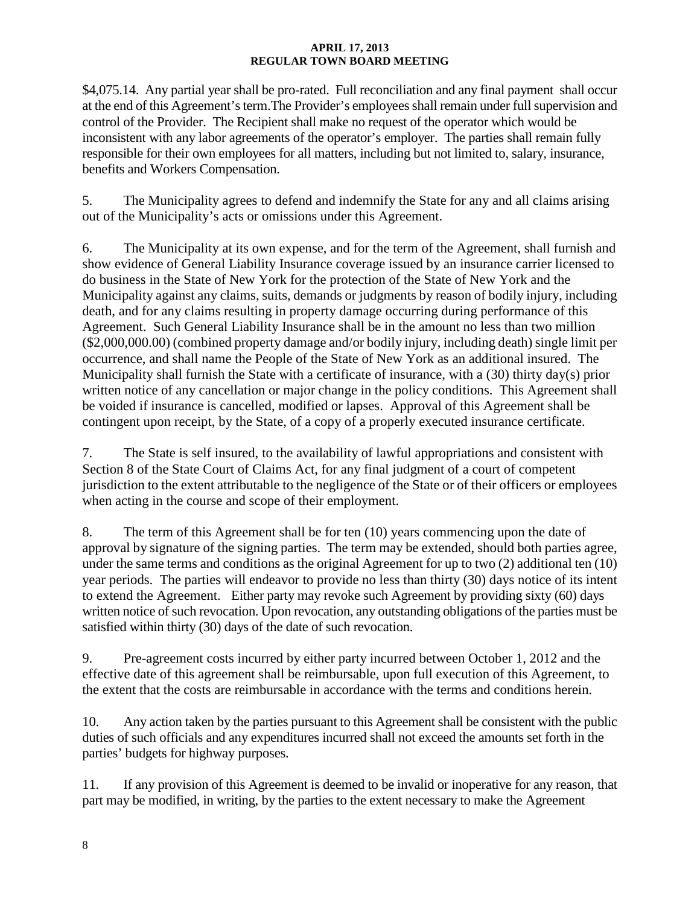$4,075.14. Any partial year shall be pro-rated. Full reconciliation and any final payment shall occur at the end of this Agreement's term.The Provider's employees shall remain under full supervision and control of the Provider. The Recipient shall make no request of the operator which would be inconsistent with any labor agreements of the operator's employer. The parties shall remain fully responsible for their own employees for all matters, including but not limited to, salary, insurance, benefits and Workers Compensation.

5. The Municipality agrees to defend and indemnify the State for any and all claims arising out of the Municipality's acts or omissions under this Agreement.

6. The Municipality at its own expense, and for the term of the Agreement, shall furnish and show evidence of General Liability Insurance coverage issued by an insurance carrier licensed to do business in the State of New York for the protection of the State of New York and the Municipality against any claims, suits, demands or judgments by reason of bodily injury, including death, and for any claims resulting in property damage occurring during performance of this Agreement. Such General Liability Insurance shall be in the amount no less than two million ($2,000,000.00) (combined property damage and/or bodily injury, including death) single limit per occurrence, and shall name the People of the State of New York as an additional insured. The Municipality shall furnish the State with a certificate of insurance, with a (30) thirty day(s) prior written notice of any cancellation or major change in the policy conditions. This Agreement shall be voided if insurance is cancelled, modified or lapses. Approval of this Agreement shall be contingent upon receipt, by the State, of a copy of a properly executed insurance certificate.

7. The State is self insured, to the availability of lawful appropriations and consistent with Section 8 of the State Court of Claims Act, for any final judgment of a court of competent jurisdiction to the extent attributable to the negligence of the State or of their officers or employees when acting in the course and scope of their employment.

8. The term of this Agreement shall be for ten (10) years commencing upon the date of approval by signature of the signing parties. The term may be extended, should both parties agree, under the same terms and conditions as the original Agreement for up to two (2) additional ten (10) year periods. The parties will endeavor to provide no less than thirty (30) days notice of its intent to extend the Agreement. Either party may revoke such Agreement by providing sixty (60) days written notice of such revocation. Upon revocation, any outstanding obligations of the parties must be satisfied within thirty (30) days of the date of such revocation.

9. Pre-agreement costs incurred by either party incurred between October 1, 2012 and the effective date of this agreement shall be reimbursable, upon full execution of this Agreement, to the extent that the costs are reimbursable in accordance with the terms and conditions herein.

10. Any action taken by the parties pursuant to this Agreement shall be consistent with the public duties of such officials and any expenditures incurred shall not exceed the amounts set forth in the parties' budgets for highway purposes.

11. If any provision of this Agreement is deemed to be invalid or inoperative for any reason, that part may be modified, in writing, by the parties to the extent necessary to make the Agreement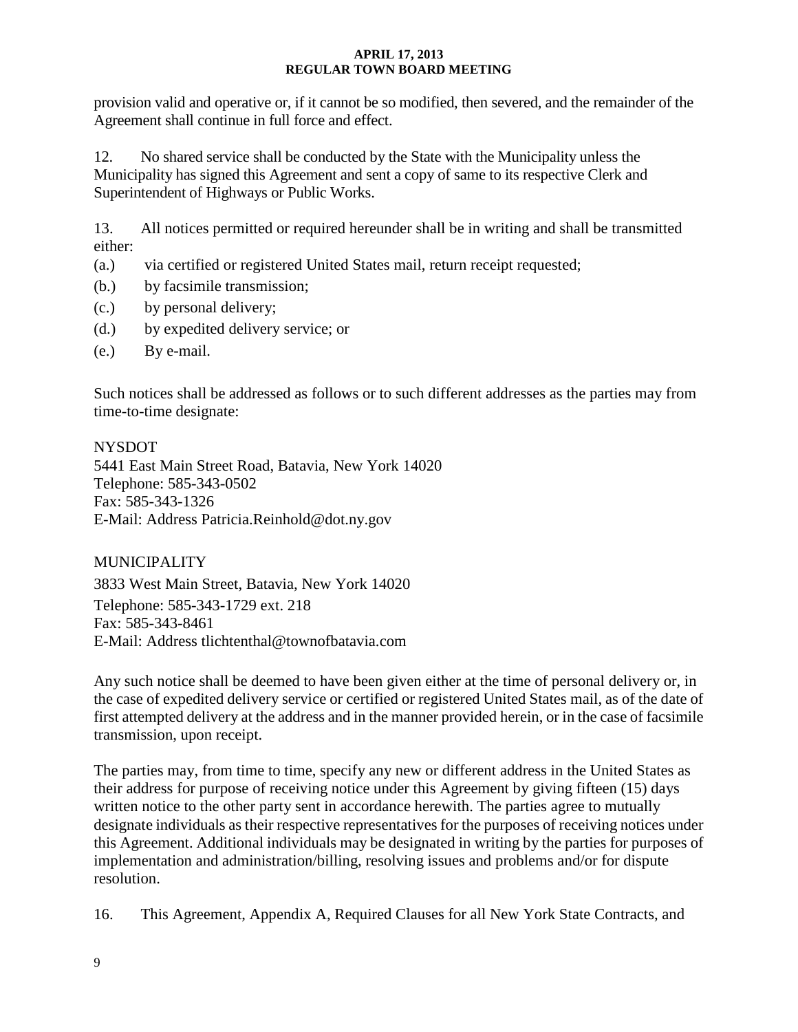provision valid and operative or, if it cannot be so modified, then severed, and the remainder of the Agreement shall continue in full force and effect.

12. No shared service shall be conducted by the State with the Municipality unless the Municipality has signed this Agreement and sent a copy of same to its respective Clerk and Superintendent of Highways or Public Works.

13. All notices permitted or required hereunder shall be in writing and shall be transmitted either:

(a.) via certified or registered United States mail, return receipt requested;

(b.) by facsimile transmission;

(c.) by personal delivery;

(d.) by expedited delivery service; or

(e.) By e-mail.

Such notices shall be addressed as follows or to such different addresses as the parties may from time-to-time designate:

NYSDOT
5441 East Main Street Road, Batavia, New York 14020
Telephone: 585-343-0502
Fax: 585-343-1326
E-Mail: Address Patricia.Reinhold@dot.ny.gov

MUNICIPALITY
3833 West Main Street, Batavia, New York 14020
Telephone: 585-343-1729 ext. 218
Fax: 585-343-8461
E-Mail: Address tlichtenthal@townofbatavia.com

Any such notice shall be deemed to have been given either at the time of personal delivery or, in the case of expedited delivery service or certified or registered United States mail, as of the date of first attempted delivery at the address and in the manner provided herein, or in the case of facsimile transmission, upon receipt.

The parties may, from time to time, specify any new or different address in the United States as their address for purpose of receiving notice under this Agreement by giving fifteen (15) days written notice to the other party sent in accordance herewith. The parties agree to mutually designate individuals as their respective representatives for the purposes of receiving notices under this Agreement. Additional individuals may be designated in writing by the parties for purposes of implementation and administration/billing, resolving issues and problems and/or for dispute resolution.

16. This Agreement, Appendix A, Required Clauses for all New York State Contracts, and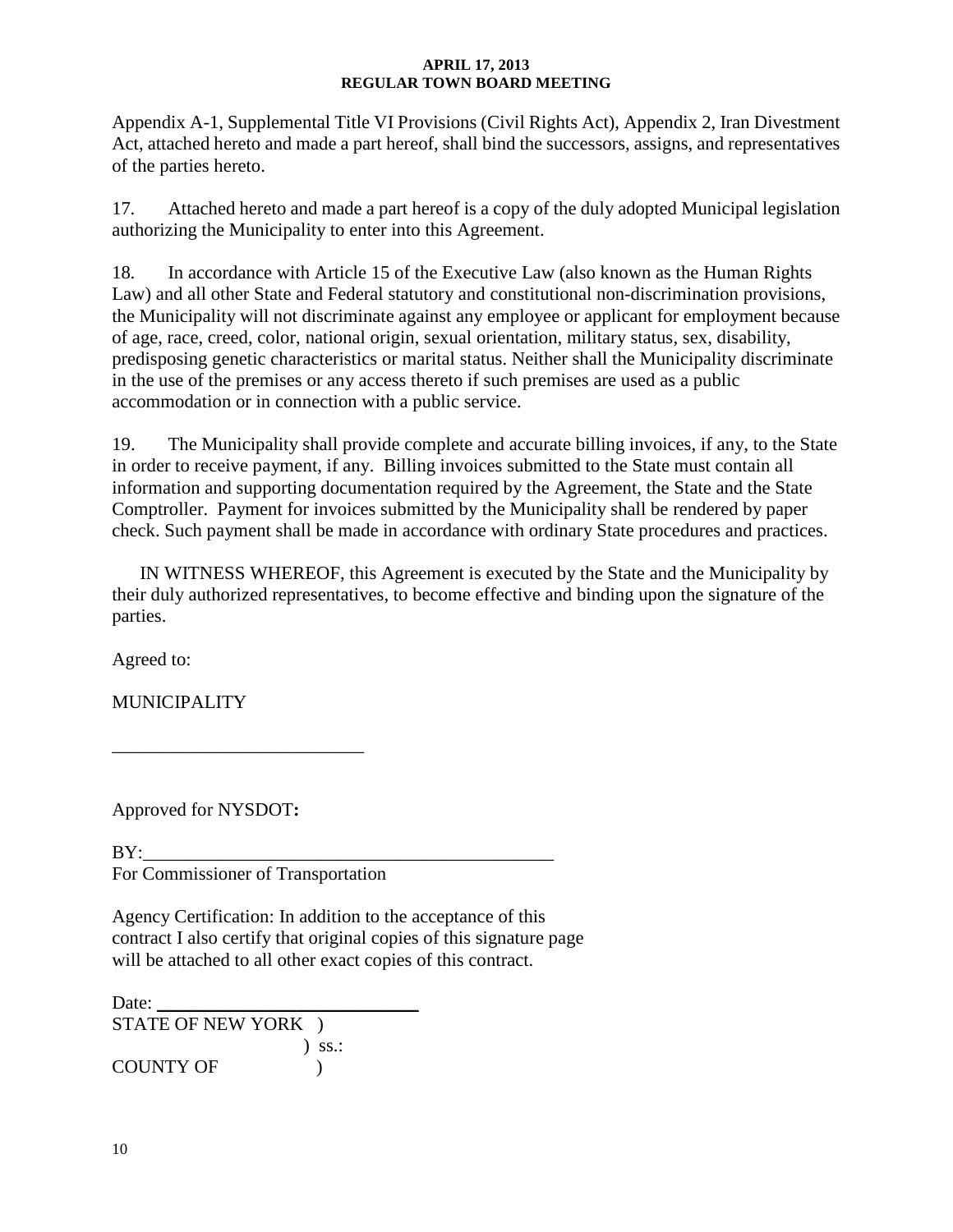Appendix A-1, Supplemental Title VI Provisions (Civil Rights Act), Appendix 2, Iran Divestment Act, attached hereto and made a part hereof, shall bind the successors, assigns, and representatives of the parties hereto.

17. Attached hereto and made a part hereof is a copy of the duly adopted Municipal legislation authorizing the Municipality to enter into this Agreement.

18. In accordance with Article 15 of the Executive Law (also known as the Human Rights Law) and all other State and Federal statutory and constitutional non-discrimination provisions, the Municipality will not discriminate against any employee or applicant for employment because of age, race, creed, color, national origin, sexual orientation, military status, sex, disability, predisposing genetic characteristics or marital status. Neither shall the Municipality discriminate in the use of the premises or any access thereto if such premises are used as a public accommodation or in connection with a public service.

19. The Municipality shall provide complete and accurate billing invoices, if any, to the State in order to receive payment, if any. Billing invoices submitted to the State must contain all information and supporting documentation required by the Agreement, the State and the State Comptroller. Payment for invoices submitted by the Municipality shall be rendered by paper check. Such payment shall be made in accordance with ordinary State procedures and practices.

IN WITNESS WHEREOF, this Agreement is executed by the State and the Municipality by their duly authorized representatives, to become effective and binding upon the signature of the parties.

Agreed to:

MUNICIPALITY

___________________________

Approved for NYSDOT**:**

BY:____________________________________________
For Commissioner of Transportation

Agency Certification: In addition to the acceptance of this contract I also certify that original copies of this signature page will be attached to all other exact copies of this contract.

Date: ____________________________

STATE OF NEW YORK )
) ss.:
COUNTY OF )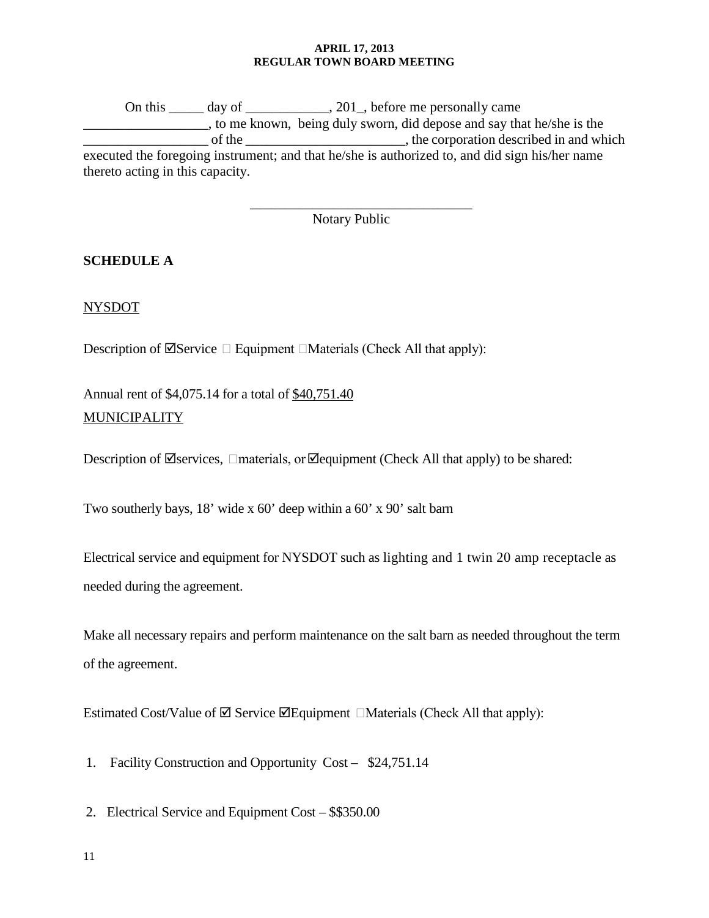On this _____ day of ____________, 201_, before me personally came __________________, to me known, being duly sworn, did depose and say that he/she is the __________________ of the _______________________, the corporation described in and which executed the foregoing instrument; and that he/she is authorized to, and did sign his/her name thereto acting in this capacity.

_________________________________
Notary Public

**SCHEDULE A**

NYSDOT

Description of ☑Service ☐ Equipment ☐Materials (Check All that apply):

Annual rent of $4,075.14 for a total of $40,751.40

MUNICIPALITY

Description of ☑services, ☐materials, or ☑equipment (Check All that apply) to be shared:

Two southerly bays, 18' wide x 60' deep within a 60' x 90' salt barn

Electrical service and equipment for NYSDOT such as lighting and 1 twin 20 amp receptacle as needed during the agreement.

Make all necessary repairs and perform maintenance on the salt barn as needed throughout the term of the agreement.

Estimated Cost/Value of ☑ Service ☑Equipment ☐Materials (Check All that apply):

1. Facility Construction and Opportunity Cost – $24,751.14

2. Electrical Service and Equipment Cost – $$350.00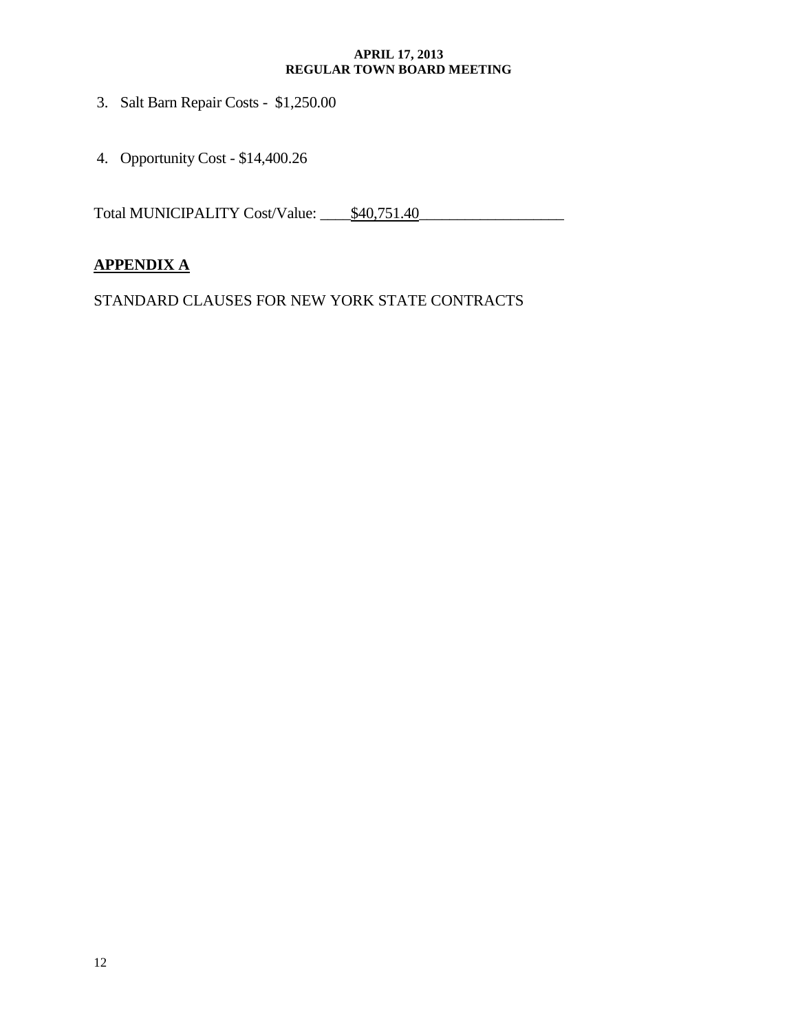3. Salt Barn Repair Costs - $1,250.00

4. Opportunity Cost - $14,400.26

Total MUNICIPALITY Cost/Value: ____$40,751.40__________________

## APPENDIX A

STANDARD CLAUSES FOR NEW YORK STATE CONTRACTS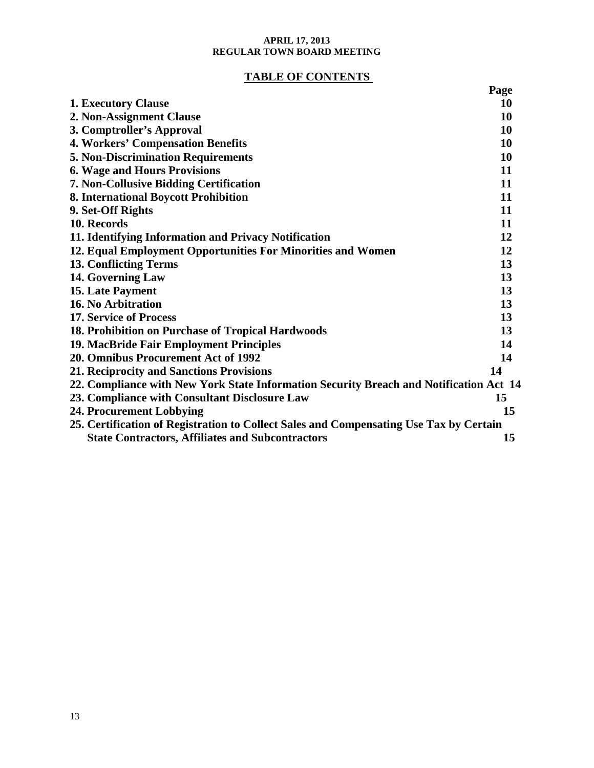**APRIL 17, 2013**
**REGULAR TOWN BOARD MEETING**

## TABLE OF CONTENTS

| | Page |
|---|---|
| **1. Executory Clause** | **10** |
| **2. Non-Assignment Clause** | **10** |
| **3. Comptroller's Approval** | **10** |
| **4. Workers' Compensation Benefits** | **10** |
| **5. Non-Discrimination Requirements** | **10** |
| **6. Wage and Hours Provisions** | **11** |
| **7. Non-Collusive Bidding Certification** | **11** |
| **8. International Boycott Prohibition** | **11** |
| **9. Set-Off Rights** | **11** |
| **10. Records** | **11** |
| **11. Identifying Information and Privacy Notification** | **12** |
| **12. Equal Employment Opportunities For Minorities and Women** | **12** |
| **13. Conflicting Terms** | **13** |
| **14. Governing Law** | **13** |
| **15. Late Payment** | **13** |
| **16. No Arbitration** | **13** |
| **17. Service of Process** | **13** |
| **18. Prohibition on Purchase of Tropical Hardwoods** | **13** |
| **19. MacBride Fair Employment Principles** | **14** |
| **20. Omnibus Procurement Act of 1992** | **14** |
| **21. Reciprocity and Sanctions Provisions** | **14** |
| **22. Compliance with New York State Information Security Breach and Notification Act** | **14** |
| **23. Compliance with Consultant Disclosure Law** | **15** |
| **24. Procurement Lobbying** | **15** |
| **25. Certification of Registration to Collect Sales and Compensating Use Tax by Certain State Contractors, Affiliates and Subcontractors** | **15** |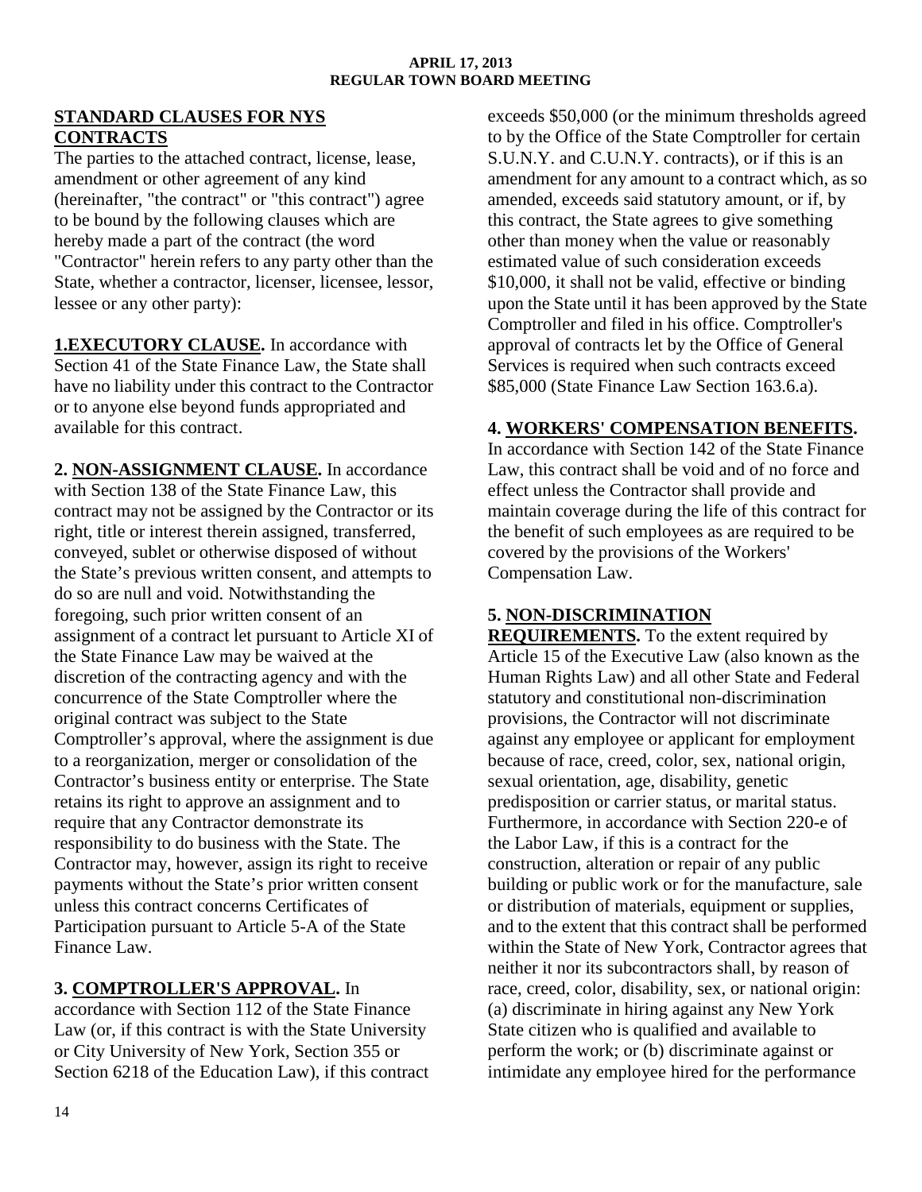## STANDARD CLAUSES FOR NYS CONTRACTS

The parties to the attached contract, license, lease, amendment or other agreement of any kind (hereinafter, "the contract" or "this contract") agree to be bound by the following clauses which are hereby made a part of the contract (the word "Contractor" herein refers to any party other than the State, whether a contractor, licenser, licensee, lessor, lessee or any other party):

**1.EXECUTORY CLAUSE.** In accordance with Section 41 of the State Finance Law, the State shall have no liability under this contract to the Contractor or to anyone else beyond funds appropriated and available for this contract.

**2. NON-ASSIGNMENT CLAUSE.** In accordance with Section 138 of the State Finance Law, this contract may not be assigned by the Contractor or its right, title or interest therein assigned, transferred, conveyed, sublet or otherwise disposed of without the State's previous written consent, and attempts to do so are null and void. Notwithstanding the foregoing, such prior written consent of an assignment of a contract let pursuant to Article XI of the State Finance Law may be waived at the discretion of the contracting agency and with the concurrence of the State Comptroller where the original contract was subject to the State Comptroller's approval, where the assignment is due to a reorganization, merger or consolidation of the Contractor's business entity or enterprise. The State retains its right to approve an assignment and to require that any Contractor demonstrate its responsibility to do business with the State. The Contractor may, however, assign its right to receive payments without the State's prior written consent unless this contract concerns Certificates of Participation pursuant to Article 5-A of the State Finance Law.

**3. COMPTROLLER'S APPROVAL.** In accordance with Section 112 of the State Finance Law (or, if this contract is with the State University or City University of New York, Section 355 or Section 6218 of the Education Law), if this contract exceeds $50,000 (or the minimum thresholds agreed to by the Office of the State Comptroller for certain S.U.N.Y. and C.U.N.Y. contracts), or if this is an amendment for any amount to a contract which, as so amended, exceeds said statutory amount, or if, by this contract, the State agrees to give something other than money when the value or reasonably estimated value of such consideration exceeds $10,000, it shall not be valid, effective or binding upon the State until it has been approved by the State Comptroller and filed in his office. Comptroller's approval of contracts let by the Office of General Services is required when such contracts exceed $85,000 (State Finance Law Section 163.6.a).

**4. WORKERS' COMPENSATION BENEFITS.** In accordance with Section 142 of the State Finance Law, this contract shall be void and of no force and effect unless the Contractor shall provide and maintain coverage during the life of this contract for the benefit of such employees as are required to be covered by the provisions of the Workers' Compensation Law.

**5. NON-DISCRIMINATION REQUIREMENTS.** To the extent required by Article 15 of the Executive Law (also known as the Human Rights Law) and all other State and Federal statutory and constitutional non-discrimination provisions, the Contractor will not discriminate against any employee or applicant for employment because of race, creed, color, sex, national origin, sexual orientation, age, disability, genetic predisposition or carrier status, or marital status. Furthermore, in accordance with Section 220-e of the Labor Law, if this is a contract for the construction, alteration or repair of any public building or public work or for the manufacture, sale or distribution of materials, equipment or supplies, and to the extent that this contract shall be performed within the State of New York, Contractor agrees that neither it nor its subcontractors shall, by reason of race, creed, color, disability, sex, or national origin: (a) discriminate in hiring against any New York State citizen who is qualified and available to perform the work; or (b) discriminate against or intimidate any employee hired for the performance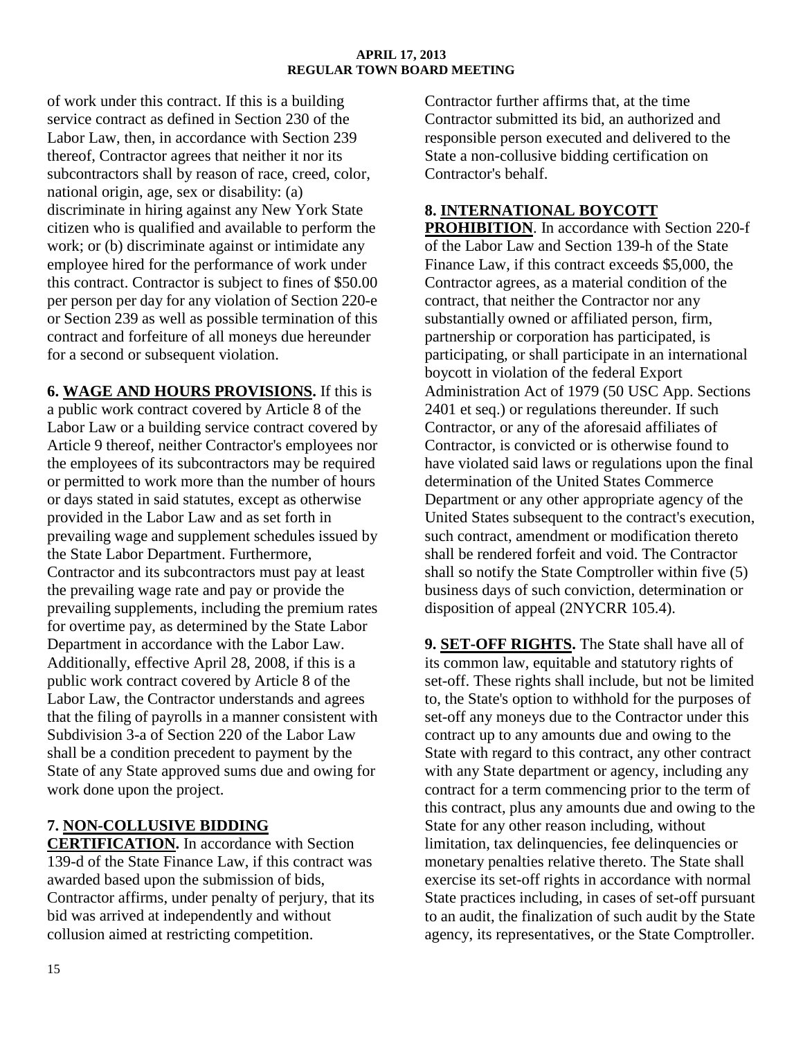of work under this contract. If this is a building service contract as defined in Section 230 of the Labor Law, then, in accordance with Section 239 thereof, Contractor agrees that neither it nor its subcontractors shall by reason of race, creed, color, national origin, age, sex or disability: (a) discriminate in hiring against any New York State citizen who is qualified and available to perform the work; or (b) discriminate against or intimidate any employee hired for the performance of work under this contract. Contractor is subject to fines of $50.00 per person per day for any violation of Section 220-e or Section 239 as well as possible termination of this contract and forfeiture of all moneys due hereunder for a second or subsequent violation.

**6. <u>WAGE AND HOURS PROVISIONS</u>.** If this is a public work contract covered by Article 8 of the Labor Law or a building service contract covered by Article 9 thereof, neither Contractor's employees nor the employees of its subcontractors may be required or permitted to work more than the number of hours or days stated in said statutes, except as otherwise provided in the Labor Law and as set forth in prevailing wage and supplement schedules issued by the State Labor Department. Furthermore, Contractor and its subcontractors must pay at least the prevailing wage rate and pay or provide the prevailing supplements, including the premium rates for overtime pay, as determined by the State Labor Department in accordance with the Labor Law. Additionally, effective April 28, 2008, if this is a public work contract covered by Article 8 of the Labor Law, the Contractor understands and agrees that the filing of payrolls in a manner consistent with Subdivision 3-a of Section 220 of the Labor Law shall be a condition precedent to payment by the State of any State approved sums due and owing for work done upon the project.

**7. <u>NON-COLLUSIVE BIDDING CERTIFICATION</u>.** In accordance with Section 139-d of the State Finance Law, if this contract was awarded based upon the submission of bids, Contractor affirms, under penalty of perjury, that its bid was arrived at independently and without collusion aimed at restricting competition. Contractor further affirms that, at the time Contractor submitted its bid, an authorized and responsible person executed and delivered to the State a non-collusive bidding certification on Contractor's behalf.

**8. <u>INTERNATIONAL BOYCOTT PROHIBITION</u>**. In accordance with Section 220-f of the Labor Law and Section 139-h of the State Finance Law, if this contract exceeds $5,000, the Contractor agrees, as a material condition of the contract, that neither the Contractor nor any substantially owned or affiliated person, firm, partnership or corporation has participated, is participating, or shall participate in an international boycott in violation of the federal Export Administration Act of 1979 (50 USC App. Sections 2401 et seq.) or regulations thereunder. If such Contractor, or any of the aforesaid affiliates of Contractor, is convicted or is otherwise found to have violated said laws or regulations upon the final determination of the United States Commerce Department or any other appropriate agency of the United States subsequent to the contract's execution, such contract, amendment or modification thereto shall be rendered forfeit and void. The Contractor shall so notify the State Comptroller within five (5) business days of such conviction, determination or disposition of appeal (2NYCRR 105.4).

**9. <u>SET-OFF RIGHTS</u>.** The State shall have all of its common law, equitable and statutory rights of set-off. These rights shall include, but not be limited to, the State's option to withhold for the purposes of set-off any moneys due to the Contractor under this contract up to any amounts due and owing to the State with regard to this contract, any other contract with any State department or agency, including any contract for a term commencing prior to the term of this contract, plus any amounts due and owing to the State for any other reason including, without limitation, tax delinquencies, fee delinquencies or monetary penalties relative thereto. The State shall exercise its set-off rights in accordance with normal State practices including, in cases of set-off pursuant to an audit, the finalization of such audit by the State agency, its representatives, or the State Comptroller.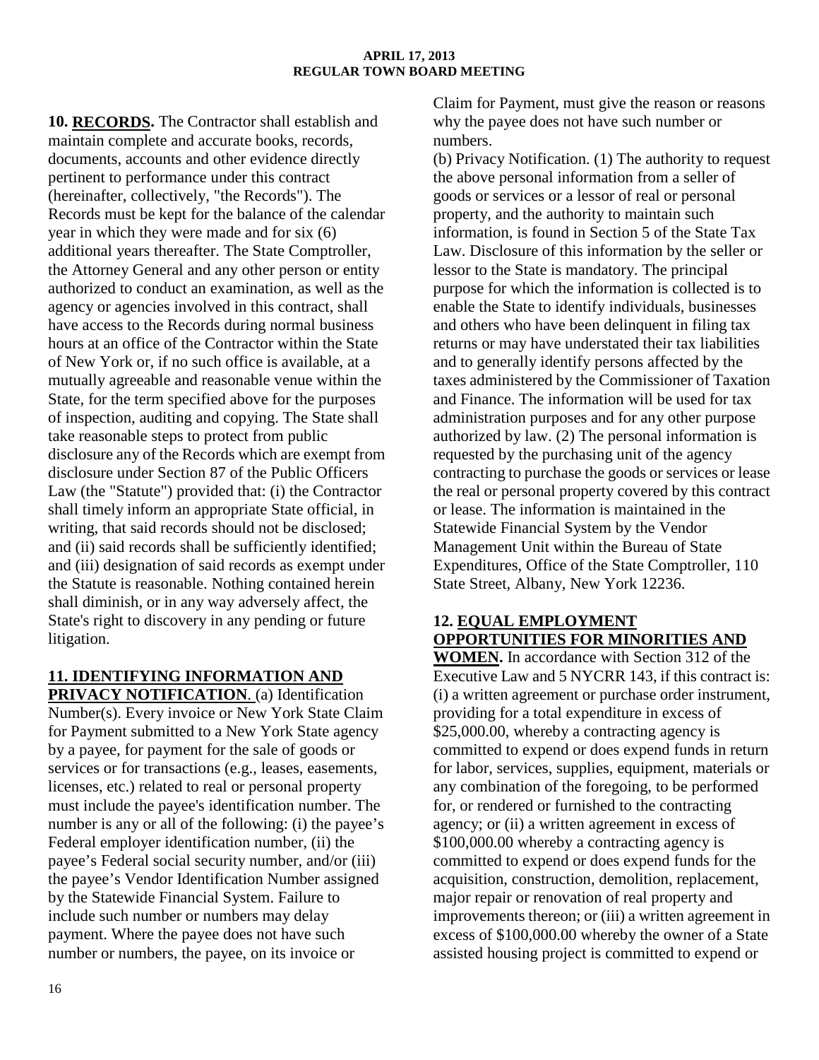**10. RECORDS.** The Contractor shall establish and maintain complete and accurate books, records, documents, accounts and other evidence directly pertinent to performance under this contract (hereinafter, collectively, "the Records"). The Records must be kept for the balance of the calendar year in which they were made and for six (6) additional years thereafter. The State Comptroller, the Attorney General and any other person or entity authorized to conduct an examination, as well as the agency or agencies involved in this contract, shall have access to the Records during normal business hours at an office of the Contractor within the State of New York or, if no such office is available, at a mutually agreeable and reasonable venue within the State, for the term specified above for the purposes of inspection, auditing and copying. The State shall take reasonable steps to protect from public disclosure any of the Records which are exempt from disclosure under Section 87 of the Public Officers Law (the "Statute") provided that: (i) the Contractor shall timely inform an appropriate State official, in writing, that said records should not be disclosed; and (ii) said records shall be sufficiently identified; and (iii) designation of said records as exempt under the Statute is reasonable. Nothing contained herein shall diminish, or in any way adversely affect, the State's right to discovery in any pending or future litigation.

**11. IDENTIFYING INFORMATION AND PRIVACY NOTIFICATION**. (a) Identification Number(s). Every invoice or New York State Claim for Payment submitted to a New York State agency by a payee, for payment for the sale of goods or services or for transactions (e.g., leases, easements, licenses, etc.) related to real or personal property must include the payee's identification number. The number is any or all of the following: (i) the payee's Federal employer identification number, (ii) the payee's Federal social security number, and/or (iii) the payee's Vendor Identification Number assigned by the Statewide Financial System. Failure to include such number or numbers may delay payment. Where the payee does not have such number or numbers, the payee, on its invoice or Claim for Payment, must give the reason or reasons why the payee does not have such number or numbers.

(b) Privacy Notification. (1) The authority to request the above personal information from a seller of goods or services or a lessor of real or personal property, and the authority to maintain such information, is found in Section 5 of the State Tax Law. Disclosure of this information by the seller or lessor to the State is mandatory. The principal purpose for which the information is collected is to enable the State to identify individuals, businesses and others who have been delinquent in filing tax returns or may have understated their tax liabilities and to generally identify persons affected by the taxes administered by the Commissioner of Taxation and Finance. The information will be used for tax administration purposes and for any other purpose authorized by law. (2) The personal information is requested by the purchasing unit of the agency contracting to purchase the goods or services or lease the real or personal property covered by this contract or lease. The information is maintained in the Statewide Financial System by the Vendor Management Unit within the Bureau of State Expenditures, Office of the State Comptroller, 110 State Street, Albany, New York 12236.

**12. EQUAL EMPLOYMENT OPPORTUNITIES FOR MINORITIES AND WOMEN.** In accordance with Section 312 of the Executive Law and 5 NYCRR 143, if this contract is: (i) a written agreement or purchase order instrument, providing for a total expenditure in excess of \$25,000.00, whereby a contracting agency is committed to expend or does expend funds in return for labor, services, supplies, equipment, materials or any combination of the foregoing, to be performed for, or rendered or furnished to the contracting agency; or (ii) a written agreement in excess of \$100,000.00 whereby a contracting agency is committed to expend or does expend funds for the acquisition, construction, demolition, replacement, major repair or renovation of real property and improvements thereon; or (iii) a written agreement in excess of \$100,000.00 whereby the owner of a State assisted housing project is committed to expend or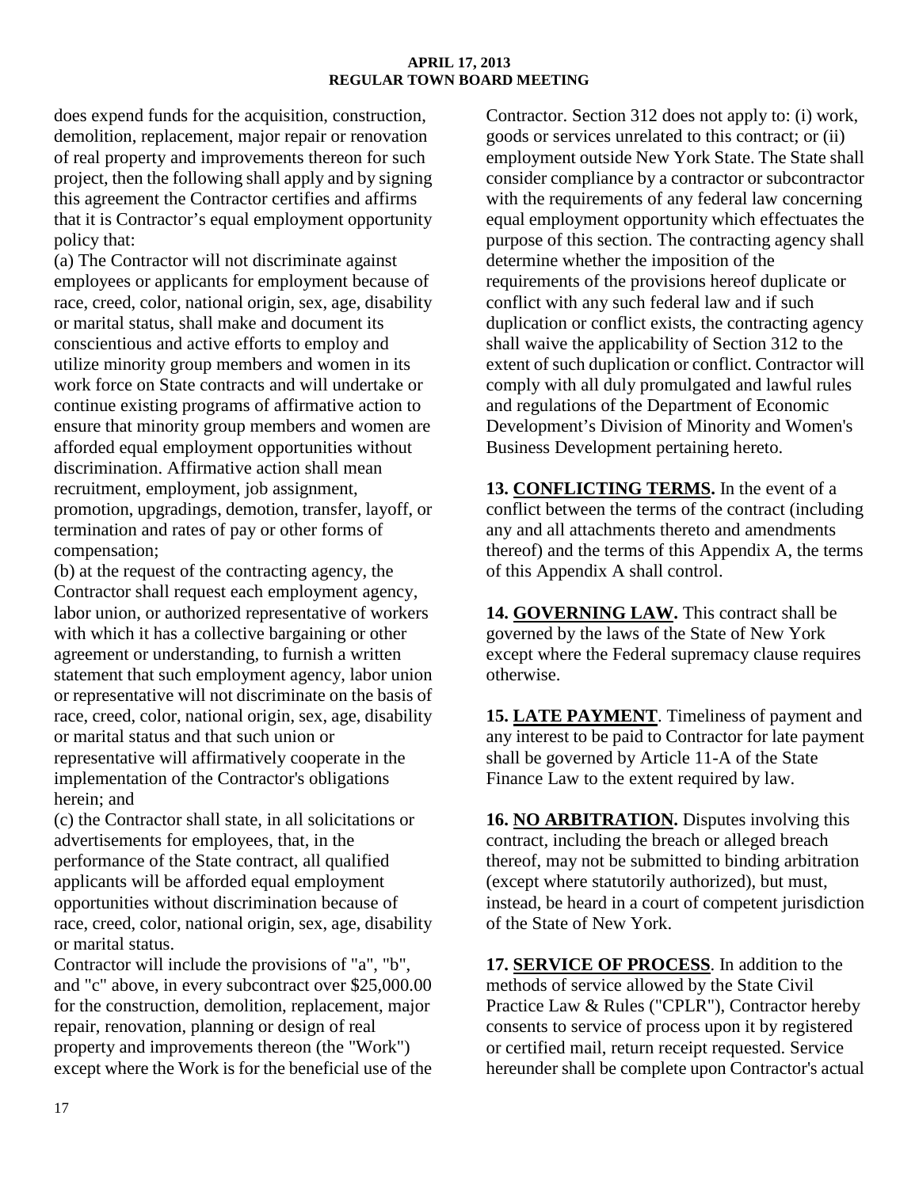does expend funds for the acquisition, construction, demolition, replacement, major repair or renovation of real property and improvements thereon for such project, then the following shall apply and by signing this agreement the Contractor certifies and affirms that it is Contractor's equal employment opportunity policy that:

(a) The Contractor will not discriminate against employees or applicants for employment because of race, creed, color, national origin, sex, age, disability or marital status, shall make and document its conscientious and active efforts to employ and utilize minority group members and women in its work force on State contracts and will undertake or continue existing programs of affirmative action to ensure that minority group members and women are afforded equal employment opportunities without discrimination. Affirmative action shall mean recruitment, employment, job assignment, promotion, upgradings, demotion, transfer, layoff, or termination and rates of pay or other forms of compensation;

(b) at the request of the contracting agency, the Contractor shall request each employment agency, labor union, or authorized representative of workers with which it has a collective bargaining or other agreement or understanding, to furnish a written statement that such employment agency, labor union or representative will not discriminate on the basis of race, creed, color, national origin, sex, age, disability or marital status and that such union or representative will affirmatively cooperate in the implementation of the Contractor's obligations herein; and

(c) the Contractor shall state, in all solicitations or advertisements for employees, that, in the performance of the State contract, all qualified applicants will be afforded equal employment opportunities without discrimination because of race, creed, color, national origin, sex, age, disability or marital status.

Contractor will include the provisions of "a", "b", and "c" above, in every subcontract over $25,000.00 for the construction, demolition, replacement, major repair, renovation, planning or design of real property and improvements thereon (the "Work") except where the Work is for the beneficial use of the Contractor. Section 312 does not apply to: (i) work, goods or services unrelated to this contract; or (ii) employment outside New York State. The State shall consider compliance by a contractor or subcontractor with the requirements of any federal law concerning equal employment opportunity which effectuates the purpose of this section. The contracting agency shall determine whether the imposition of the requirements of the provisions hereof duplicate or conflict with any such federal law and if such duplication or conflict exists, the contracting agency shall waive the applicability of Section 312 to the extent of such duplication or conflict. Contractor will comply with all duly promulgated and lawful rules and regulations of the Department of Economic Development's Division of Minority and Women's Business Development pertaining hereto.

**13. CONFLICTING TERMS.** In the event of a conflict between the terms of the contract (including any and all attachments thereto and amendments thereof) and the terms of this Appendix A, the terms of this Appendix A shall control.

**14. GOVERNING LAW.** This contract shall be governed by the laws of the State of New York except where the Federal supremacy clause requires otherwise.

**15. LATE PAYMENT**. Timeliness of payment and any interest to be paid to Contractor for late payment shall be governed by Article 11-A of the State Finance Law to the extent required by law.

**16. NO ARBITRATION.** Disputes involving this contract, including the breach or alleged breach thereof, may not be submitted to binding arbitration (except where statutorily authorized), but must, instead, be heard in a court of competent jurisdiction of the State of New York.

**17. SERVICE OF PROCESS**. In addition to the methods of service allowed by the State Civil Practice Law & Rules ("CPLR"), Contractor hereby consents to service of process upon it by registered or certified mail, return receipt requested. Service hereunder shall be complete upon Contractor's actual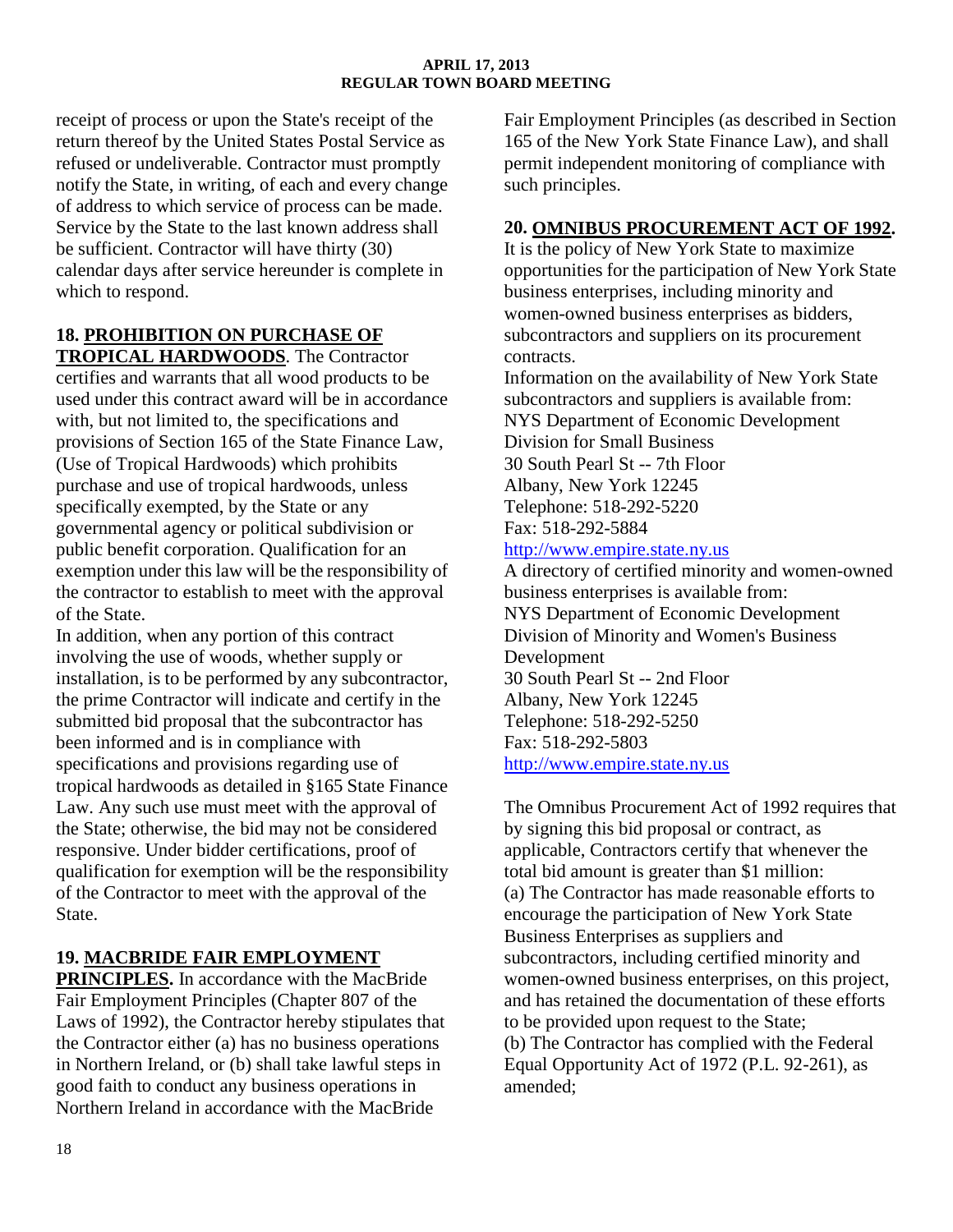receipt of process or upon the State's receipt of the return thereof by the United States Postal Service as refused or undeliverable. Contractor must promptly notify the State, in writing, of each and every change of address to which service of process can be made. Service by the State to the last known address shall be sufficient. Contractor will have thirty (30) calendar days after service hereunder is complete in which to respond.

**18. PROHIBITION ON PURCHASE OF TROPICAL HARDWOODS**. The Contractor certifies and warrants that all wood products to be used under this contract award will be in accordance with, but not limited to, the specifications and provisions of Section 165 of the State Finance Law, (Use of Tropical Hardwoods) which prohibits purchase and use of tropical hardwoods, unless specifically exempted, by the State or any governmental agency or political subdivision or public benefit corporation. Qualification for an exemption under this law will be the responsibility of the contractor to establish to meet with the approval of the State.

In addition, when any portion of this contract involving the use of woods, whether supply or installation, is to be performed by any subcontractor, the prime Contractor will indicate and certify in the submitted bid proposal that the subcontractor has been informed and is in compliance with specifications and provisions regarding use of tropical hardwoods as detailed in §165 State Finance Law. Any such use must meet with the approval of the State; otherwise, the bid may not be considered responsive. Under bidder certifications, proof of qualification for exemption will be the responsibility of the Contractor to meet with the approval of the State.

**19. MACBRIDE FAIR EMPLOYMENT PRINCIPLES.** In accordance with the MacBride Fair Employment Principles (Chapter 807 of the Laws of 1992), the Contractor hereby stipulates that the Contractor either (a) has no business operations in Northern Ireland, or (b) shall take lawful steps in good faith to conduct any business operations in Northern Ireland in accordance with the MacBride Fair Employment Principles (as described in Section 165 of the New York State Finance Law), and shall permit independent monitoring of compliance with such principles.

**20. OMNIBUS PROCUREMENT ACT OF 1992.**
It is the policy of New York State to maximize opportunities for the participation of New York State business enterprises, including minority and women-owned business enterprises as bidders, subcontractors and suppliers on its procurement contracts.

Information on the availability of New York State subcontractors and suppliers is available from:
NYS Department of Economic Development
Division for Small Business
30 South Pearl St -- 7th Floor
Albany, New York 12245
Telephone: 518-292-5220
Fax: 518-292-5884
http://www.empire.state.ny.us

A directory of certified minority and women-owned business enterprises is available from:
NYS Department of Economic Development
Division of Minority and Women's Business Development
30 South Pearl St -- 2nd Floor
Albany, New York 12245
Telephone: 518-292-5250
Fax: 518-292-5803
http://www.empire.state.ny.us

The Omnibus Procurement Act of 1992 requires that by signing this bid proposal or contract, as applicable, Contractors certify that whenever the total bid amount is greater than $1 million:
(a) The Contractor has made reasonable efforts to encourage the participation of New York State Business Enterprises as suppliers and subcontractors, including certified minority and women-owned business enterprises, on this project, and has retained the documentation of these efforts to be provided upon request to the State;
(b) The Contractor has complied with the Federal Equal Opportunity Act of 1972 (P.L. 92-261), as amended;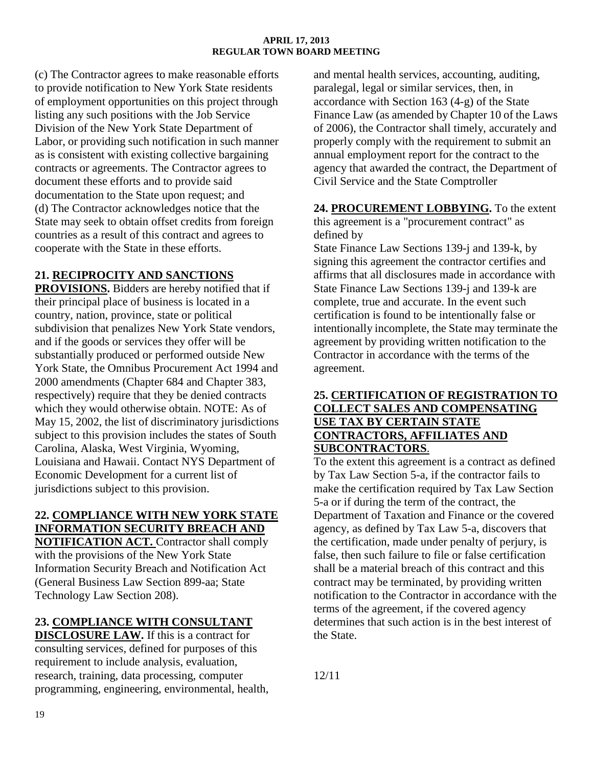(c) The Contractor agrees to make reasonable efforts to provide notification to New York State residents of employment opportunities on this project through listing any such positions with the Job Service Division of the New York State Department of Labor, or providing such notification in such manner as is consistent with existing collective bargaining contracts or agreements. The Contractor agrees to document these efforts and to provide said documentation to the State upon request; and

(d) The Contractor acknowledges notice that the State may seek to obtain offset credits from foreign countries as a result of this contract and agrees to cooperate with the State in these efforts.

**21. RECIPROCITY AND SANCTIONS PROVISIONS.** Bidders are hereby notified that if their principal place of business is located in a country, nation, province, state or political subdivision that penalizes New York State vendors, and if the goods or services they offer will be substantially produced or performed outside New York State, the Omnibus Procurement Act 1994 and 2000 amendments (Chapter 684 and Chapter 383, respectively) require that they be denied contracts which they would otherwise obtain. NOTE: As of May 15, 2002, the list of discriminatory jurisdictions subject to this provision includes the states of South Carolina, Alaska, West Virginia, Wyoming, Louisiana and Hawaii. Contact NYS Department of Economic Development for a current list of jurisdictions subject to this provision.

**22. COMPLIANCE WITH NEW YORK STATE INFORMATION SECURITY BREACH AND NOTIFICATION ACT.** Contractor shall comply with the provisions of the New York State Information Security Breach and Notification Act (General Business Law Section 899-aa; State Technology Law Section 208).

**23. COMPLIANCE WITH CONSULTANT DISCLOSURE LAW.** If this is a contract for consulting services, defined for purposes of this requirement to include analysis, evaluation, research, training, data processing, computer programming, engineering, environmental, health, and mental health services, accounting, auditing, paralegal, legal or similar services, then, in accordance with Section 163 (4-g) of the State Finance Law (as amended by Chapter 10 of the Laws of 2006), the Contractor shall timely, accurately and properly comply with the requirement to submit an annual employment report for the contract to the agency that awarded the contract, the Department of Civil Service and the State Comptroller

**24. PROCUREMENT LOBBYING.** To the extent this agreement is a "procurement contract" as defined by
State Finance Law Sections 139-j and 139-k, by signing this agreement the contractor certifies and affirms that all disclosures made in accordance with State Finance Law Sections 139-j and 139-k are complete, true and accurate. In the event such certification is found to be intentionally false or intentionally incomplete, the State may terminate the agreement by providing written notification to the Contractor in accordance with the terms of the agreement.

**25. CERTIFICATION OF REGISTRATION TO COLLECT SALES AND COMPENSATING USE TAX BY CERTAIN STATE CONTRACTORS, AFFILIATES AND SUBCONTRACTORS.**
To the extent this agreement is a contract as defined by Tax Law Section 5-a, if the contractor fails to make the certification required by Tax Law Section 5-a or if during the term of the contract, the Department of Taxation and Finance or the covered agency, as defined by Tax Law 5-a, discovers that the certification, made under penalty of perjury, is false, then such failure to file or false certification shall be a material breach of this contract and this contract may be terminated, by providing written notification to the Contractor in accordance with the terms of the agreement, if the covered agency determines that such action is in the best interest of the State.

12/11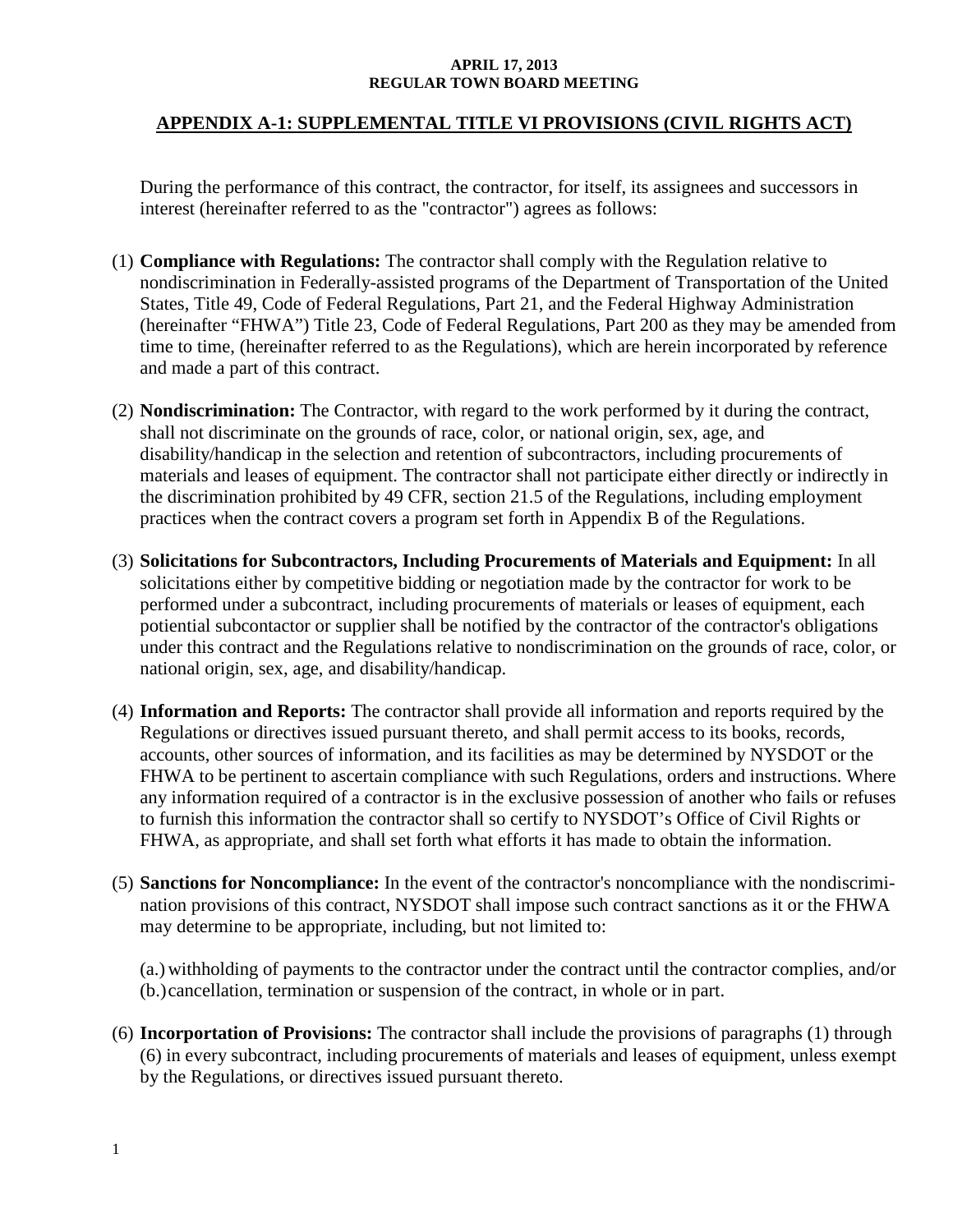**APRIL 17, 2013**
**REGULAR TOWN BOARD MEETING**

## APPENDIX A-1: SUPPLEMENTAL TITLE VI PROVISIONS (CIVIL RIGHTS ACT)

During the performance of this contract, the contractor, for itself, its assignees and successors in interest (hereinafter referred to as the "contractor") agrees as follows:

(1) **Compliance with Regulations:** The contractor shall comply with the Regulation relative to nondiscrimination in Federally-assisted programs of the Department of Transportation of the United States, Title 49, Code of Federal Regulations, Part 21, and the Federal Highway Administration (hereinafter "FHWA") Title 23, Code of Federal Regulations, Part 200 as they may be amended from time to time, (hereinafter referred to as the Regulations), which are herein incorporated by reference and made a part of this contract.

(2) **Nondiscrimination:** The Contractor, with regard to the work performed by it during the contract, shall not discriminate on the grounds of race, color, or national origin, sex, age, and disability/handicap in the selection and retention of subcontractors, including procurements of materials and leases of equipment. The contractor shall not participate either directly or indirectly in the discrimination prohibited by 49 CFR, section 21.5 of the Regulations, including employment practices when the contract covers a program set forth in Appendix B of the Regulations.

(3) **Solicitations for Subcontractors, Including Procurements of Materials and Equipment:** In all solicitations either by competitive bidding or negotiation made by the contractor for work to be performed under a subcontract, including procurements of materials or leases of equipment, each potiential subcontactor or supplier shall be notified by the contractor of the contractor's obligations under this contract and the Regulations relative to nondiscrimination on the grounds of race, color, or national origin, sex, age, and disability/handicap.

(4) **Information and Reports:** The contractor shall provide all information and reports required by the Regulations or directives issued pursuant thereto, and shall permit access to its books, records, accounts, other sources of information, and its facilities as may be determined by NYSDOT or the FHWA to be pertinent to ascertain compliance with such Regulations, orders and instructions. Where any information required of a contractor is in the exclusive possession of another who fails or refuses to furnish this information the contractor shall so certify to NYSDOT's Office of Civil Rights or FHWA, as appropriate, and shall set forth what efforts it has made to obtain the information.

(5) **Sanctions for Noncompliance:** In the event of the contractor's noncompliance with the nondiscrimination provisions of this contract, NYSDOT shall impose such contract sanctions as it or the FHWA may determine to be appropriate, including, but not limited to:

(a.) withholding of payments to the contractor under the contract until the contractor complies, and/or
(b.) cancellation, termination or suspension of the contract, in whole or in part.

(6) **Incorportation of Provisions:** The contractor shall include the provisions of paragraphs (1) through (6) in every subcontract, including procurements of materials and leases of equipment, unless exempt by the Regulations, or directives issued pursuant thereto.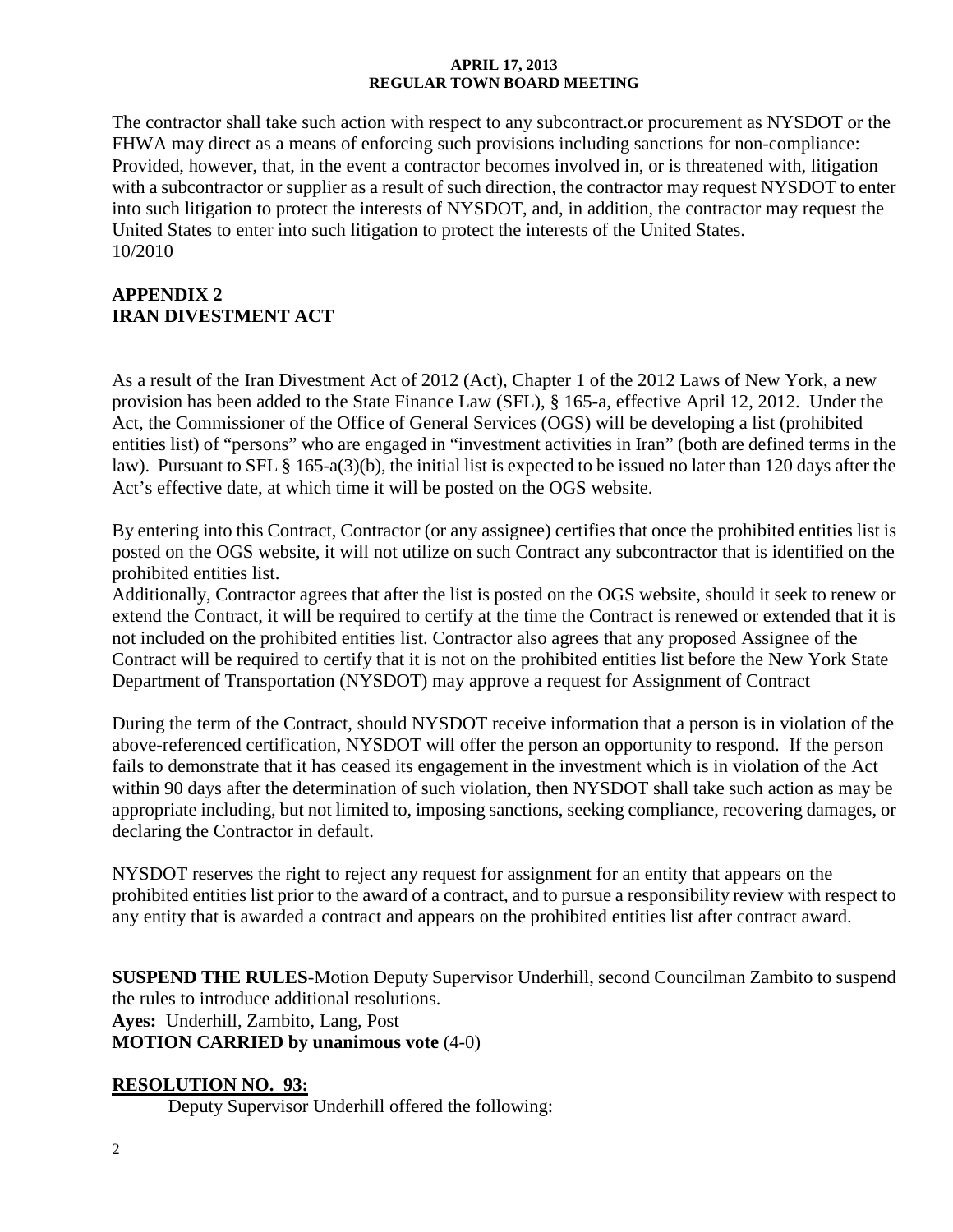The contractor shall take such action with respect to any subcontract.or procurement as NYSDOT or the FHWA may direct as a means of enforcing such provisions including sanctions for non-compliance: Provided, however, that, in the event a contractor becomes involved in, or is threatened with, litigation with a subcontractor or supplier as a result of such direction, the contractor may request NYSDOT to enter into such litigation to protect the interests of NYSDOT, and, in addition, the contractor may request the United States to enter into such litigation to protect the interests of the United States.
10/2010

## APPENDIX 2
## IRAN DIVESTMENT ACT

As a result of the Iran Divestment Act of 2012 (Act), Chapter 1 of the 2012 Laws of New York, a new provision has been added to the State Finance Law (SFL), § 165-a, effective April 12, 2012. Under the Act, the Commissioner of the Office of General Services (OGS) will be developing a list (prohibited entities list) of "persons" who are engaged in "investment activities in Iran" (both are defined terms in the law). Pursuant to SFL § 165-a(3)(b), the initial list is expected to be issued no later than 120 days after the Act's effective date, at which time it will be posted on the OGS website.

By entering into this Contract, Contractor (or any assignee) certifies that once the prohibited entities list is posted on the OGS website, it will not utilize on such Contract any subcontractor that is identified on the prohibited entities list.
Additionally, Contractor agrees that after the list is posted on the OGS website, should it seek to renew or extend the Contract, it will be required to certify at the time the Contract is renewed or extended that it is not included on the prohibited entities list. Contractor also agrees that any proposed Assignee of the Contract will be required to certify that it is not on the prohibited entities list before the New York State Department of Transportation (NYSDOT) may approve a request for Assignment of Contract

During the term of the Contract, should NYSDOT receive information that a person is in violation of the above-referenced certification, NYSDOT will offer the person an opportunity to respond. If the person fails to demonstrate that it has ceased its engagement in the investment which is in violation of the Act within 90 days after the determination of such violation, then NYSDOT shall take such action as may be appropriate including, but not limited to, imposing sanctions, seeking compliance, recovering damages, or declaring the Contractor in default.

NYSDOT reserves the right to reject any request for assignment for an entity that appears on the prohibited entities list prior to the award of a contract, and to pursue a responsibility review with respect to any entity that is awarded a contract and appears on the prohibited entities list after contract award.

**SUSPEND THE RULES**-Motion Deputy Supervisor Underhill, second Councilman Zambito to suspend the rules to introduce additional resolutions.
**Ayes:** Underhill, Zambito, Lang, Post
**MOTION CARRIED by unanimous vote** (4-0)

**RESOLUTION NO. 93:**

Deputy Supervisor Underhill offered the following: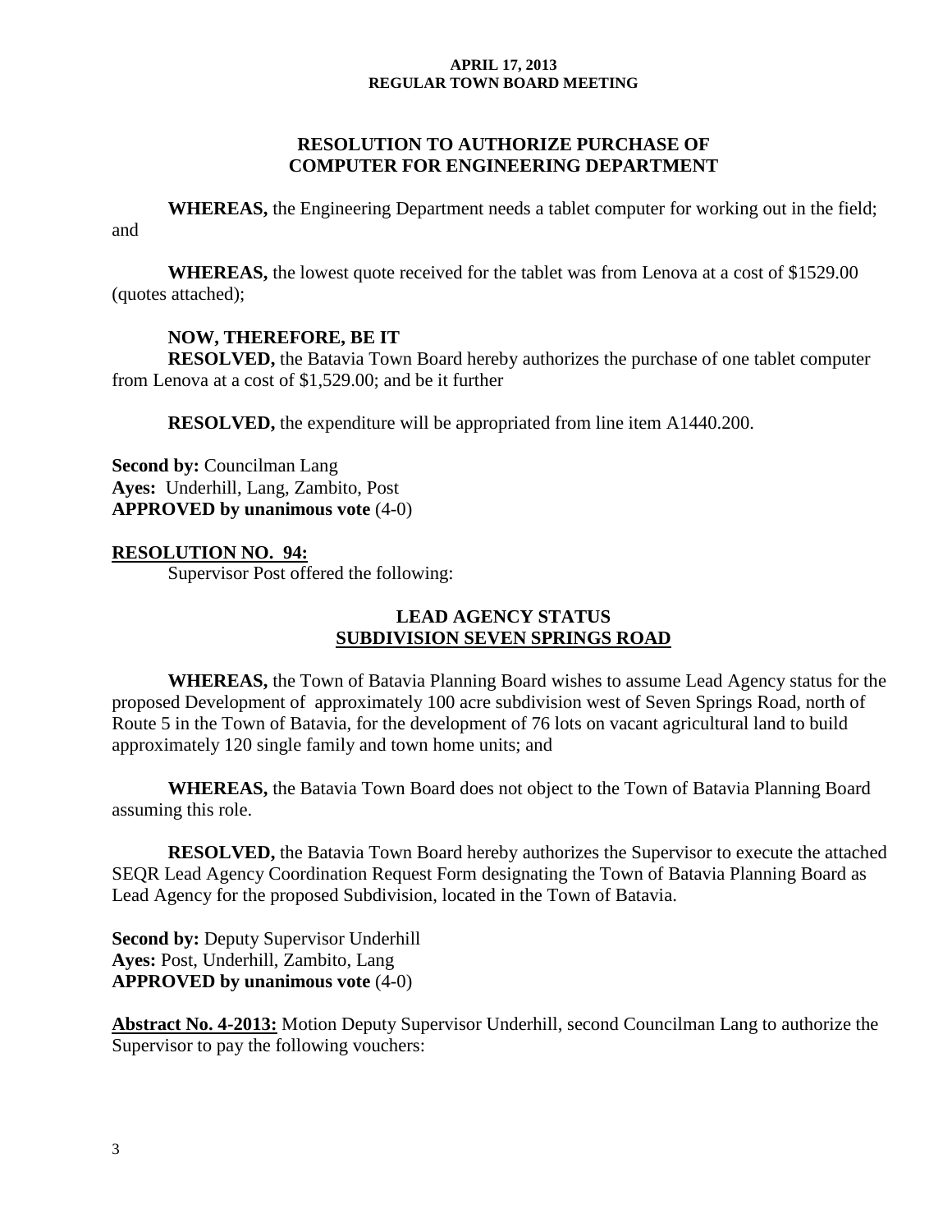## RESOLUTION TO AUTHORIZE PURCHASE OF COMPUTER FOR ENGINEERING DEPARTMENT

**WHEREAS,** the Engineering Department needs a tablet computer for working out in the field; and

**WHEREAS,** the lowest quote received for the tablet was from Lenova at a cost of $1529.00 (quotes attached);

**NOW, THEREFORE, BE IT**
**RESOLVED,** the Batavia Town Board hereby authorizes the purchase of one tablet computer from Lenova at a cost of $1,529.00; and be it further

**RESOLVED,** the expenditure will be appropriated from line item A1440.200.

**Second by:** Councilman Lang
**Ayes:** Underhill, Lang, Zambito, Post
**APPROVED by unanimous vote** (4-0)

**RESOLUTION NO. 94:**
Supervisor Post offered the following:

## LEAD AGENCY STATUS SUBDIVISION SEVEN SPRINGS ROAD

**WHEREAS,** the Town of Batavia Planning Board wishes to assume Lead Agency status for the proposed Development of approximately 100 acre subdivision west of Seven Springs Road, north of Route 5 in the Town of Batavia, for the development of 76 lots on vacant agricultural land to build approximately 120 single family and town home units; and

**WHEREAS,** the Batavia Town Board does not object to the Town of Batavia Planning Board assuming this role.

**RESOLVED,** the Batavia Town Board hereby authorizes the Supervisor to execute the attached SEQR Lead Agency Coordination Request Form designating the Town of Batavia Planning Board as Lead Agency for the proposed Subdivision, located in the Town of Batavia.

**Second by:** Deputy Supervisor Underhill
**Ayes:** Post, Underhill, Zambito, Lang
**APPROVED by unanimous vote** (4-0)

**Abstract No. 4-2013:** Motion Deputy Supervisor Underhill, second Councilman Lang to authorize the Supervisor to pay the following vouchers: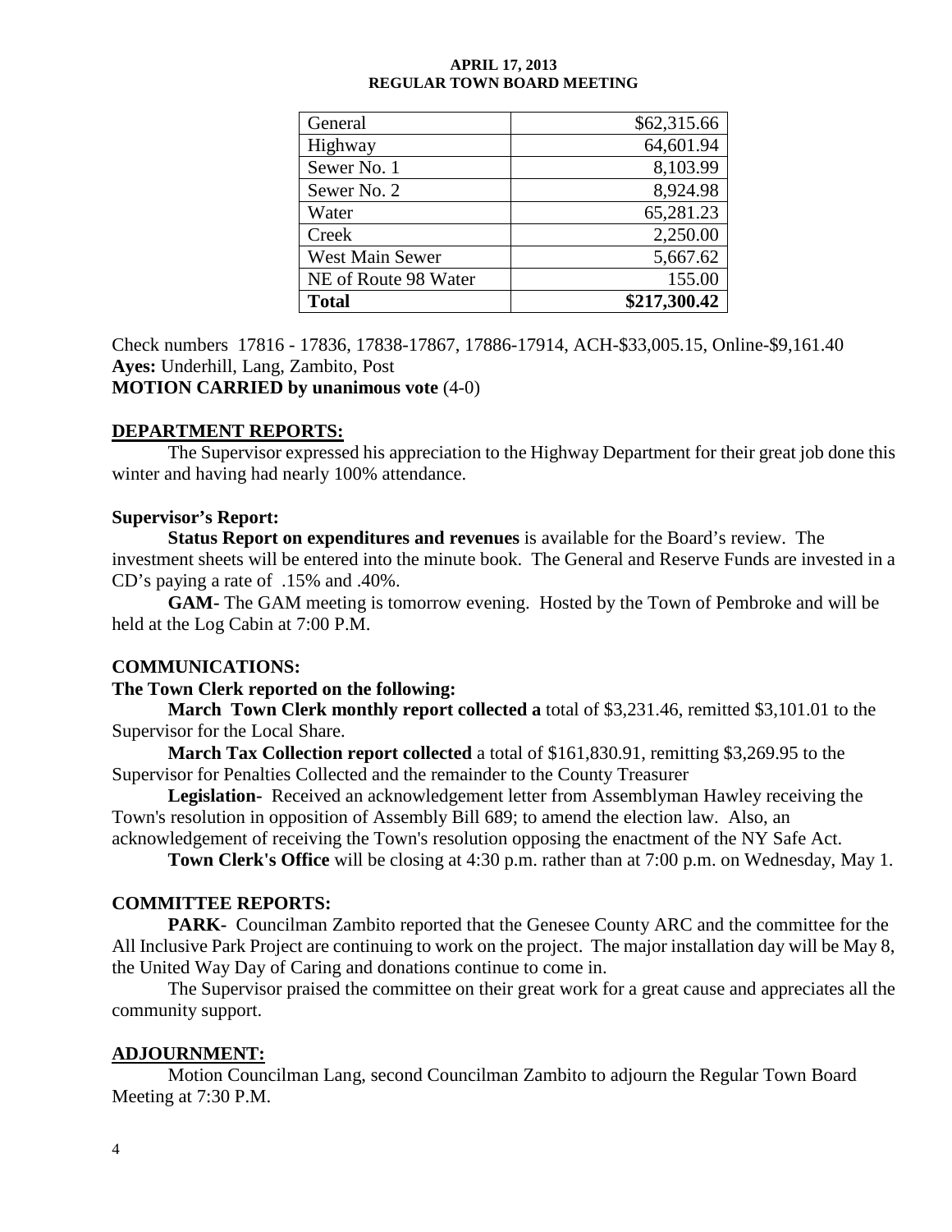| General | $62,315.66 |
|---|---|
| Highway | 64,601.94 |
| Sewer No. 1 | 8,103.99 |
| Sewer No. 2 | 8,924.98 |
| Water | 65,281.23 |
| Creek | 2,250.00 |
| West Main Sewer | 5,667.62 |
| NE of Route 98 Water | 155.00 |
| **Total** | **$217,300.42** |

Check numbers 17816 - 17836, 17838-17867, 17886-17914, ACH-$33,005.15, Online-$9,161.40
**Ayes:** Underhill, Lang, Zambito, Post
**MOTION CARRIED by unanimous vote** (4-0)

## DEPARTMENT REPORTS:

The Supervisor expressed his appreciation to the Highway Department for their great job done this winter and having had nearly 100% attendance.

**Supervisor's Report:**

**Status Report on expenditures and revenues** is available for the Board's review. The investment sheets will be entered into the minute book. The General and Reserve Funds are invested in a CD's paying a rate of .15% and .40%.

**GAM-** The GAM meeting is tomorrow evening. Hosted by the Town of Pembroke and will be held at the Log Cabin at 7:00 P.M.

## COMMUNICATIONS:

**The Town Clerk reported on the following:**

**March Town Clerk monthly report collected a** total of $3,231.46, remitted $3,101.01 to the Supervisor for the Local Share.

**March Tax Collection report collected** a total of $161,830.91, remitting $3,269.95 to the Supervisor for Penalties Collected and the remainder to the County Treasurer

**Legislation-** Received an acknowledgement letter from Assemblyman Hawley receiving the Town's resolution in opposition of Assembly Bill 689; to amend the election law. Also, an acknowledgement of receiving the Town's resolution opposing the enactment of the NY Safe Act.

**Town Clerk's Office** will be closing at 4:30 p.m. rather than at 7:00 p.m. on Wednesday, May 1.

## COMMITTEE REPORTS:

**PARK-** Councilman Zambito reported that the Genesee County ARC and the committee for the All Inclusive Park Project are continuing to work on the project. The major installation day will be May 8, the United Way Day of Caring and donations continue to come in.

The Supervisor praised the committee on their great work for a great cause and appreciates all the community support.

## ADJOURNMENT:

Motion Councilman Lang, second Councilman Zambito to adjourn the Regular Town Board Meeting at 7:30 P.M.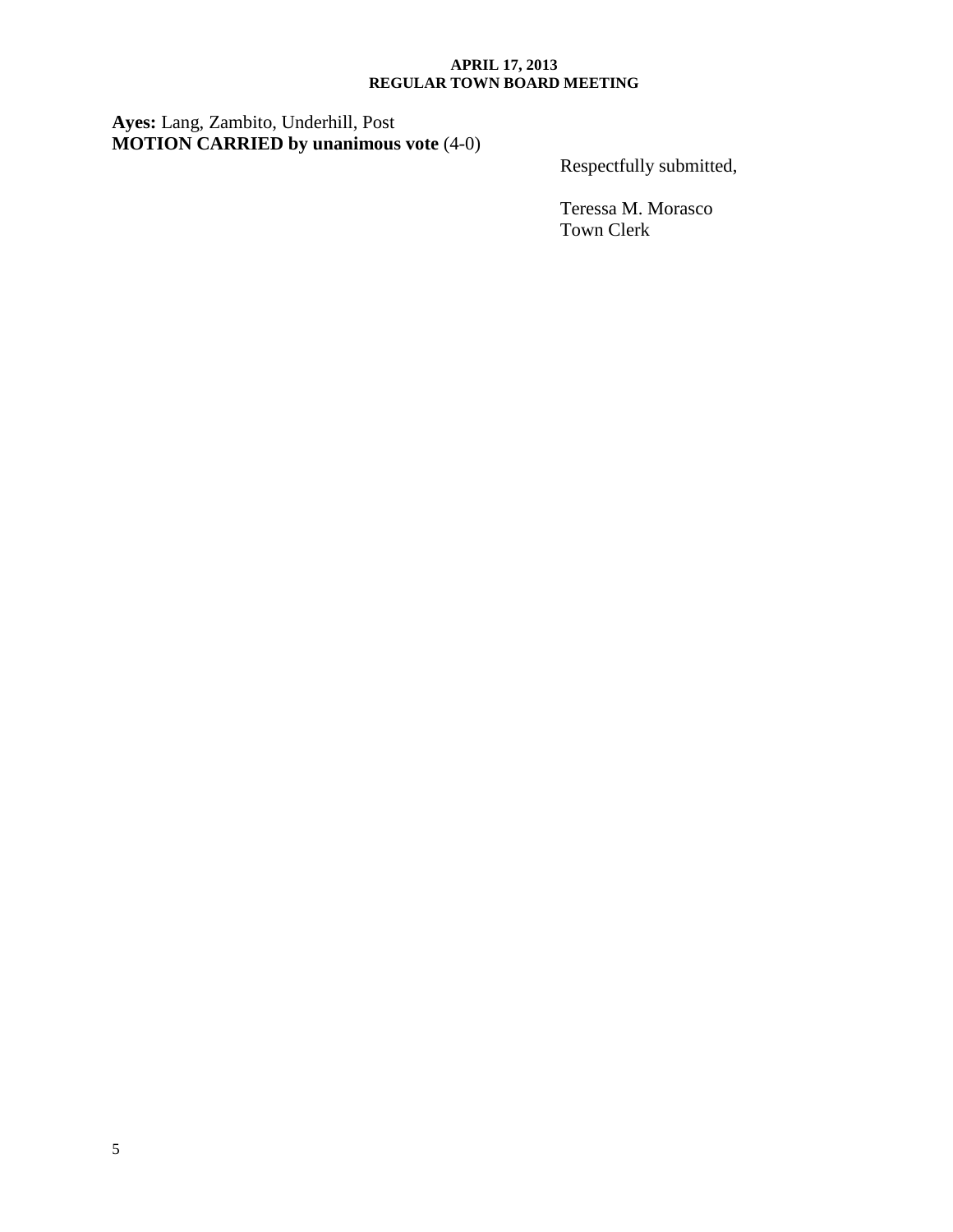**Ayes:** Lang, Zambito, Underhill, Post
**MOTION CARRIED by unanimous vote** (4-0)

Respectfully submitted,

Teressa M. Morasco
Town Clerk